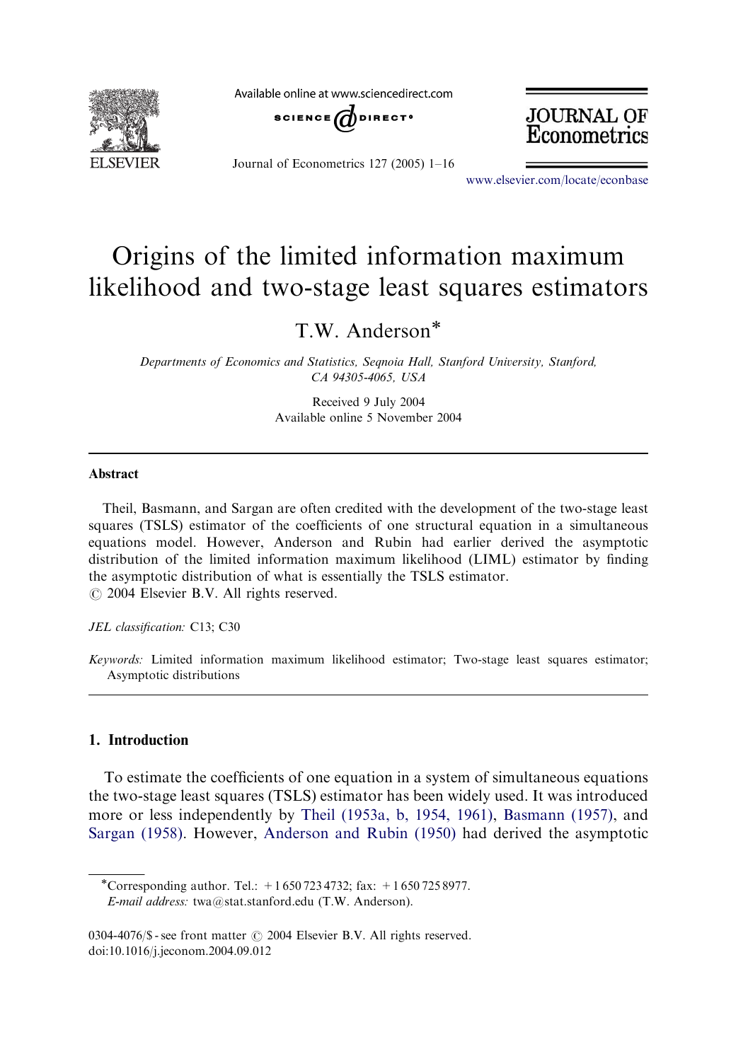# Origins of the limited information maximum likelihood and two-stage least squares estimators

T.W. Anderson*

*Departments of Economics and Statistics, Seqnoia Hall, Stanford University, Stanford, CA 94305-4065, USA*

Received 9 July 2004
Available online 5 November 2004

## Abstract

Theil, Basmann, and Sargan are often credited with the development of the two-stage least squares (TSLS) estimator of the coefficients of one structural equation in a simultaneous equations model. However, Anderson and Rubin had earlier derived the asymptotic distribution of the limited information maximum likelihood (LIML) estimator by finding the asymptotic distribution of what is essentially the TSLS estimator.
© 2004 Elsevier B.V. All rights reserved.

*JEL classification:* C13; C30

*Keywords:* Limited information maximum likelihood estimator; Two-stage least squares estimator; Asymptotic distributions

## 1. Introduction

To estimate the coefficients of one equation in a system of simultaneous equations the two-stage least squares (TSLS) estimator has been widely used. It was introduced more or less independently by Theil (1953a, b, 1954, 1961), Basmann (1957), and Sargan (1958). However, Anderson and Rubin (1950) had derived the asymptotic

*Corresponding author. Tel.: +1 650 723 4732; fax: +1 650 725 8977.
*E-mail address:* twa@stat.stanford.edu (T.W. Anderson).

0304-4076/$ - see front matter © 2004 Elsevier B.V. All rights reserved.
doi:10.1016/j.jeconom.2004.09.012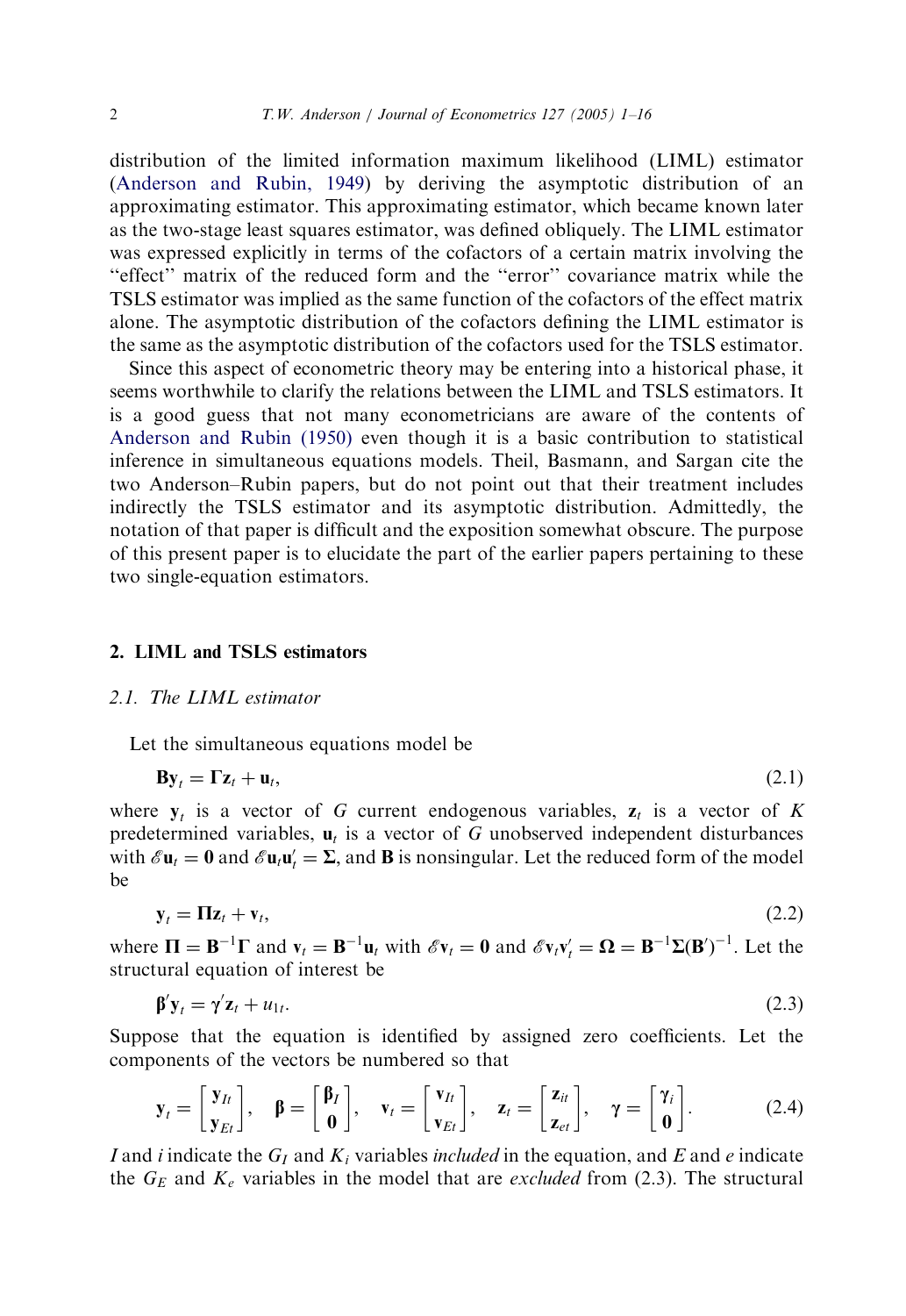distribution of the limited information maximum likelihood (LIML) estimator (Anderson and Rubin, 1949) by deriving the asymptotic distribution of an approximating estimator. This approximating estimator, which became known later as the two-stage least squares estimator, was defined obliquely. The LIML estimator was expressed explicitly in terms of the cofactors of a certain matrix involving the "effect" matrix of the reduced form and the "error" covariance matrix while the TSLS estimator was implied as the same function of the cofactors of the effect matrix alone. The asymptotic distribution of the cofactors defining the LIML estimator is the same as the asymptotic distribution of the cofactors used for the TSLS estimator.

Since this aspect of econometric theory may be entering into a historical phase, it seems worthwhile to clarify the relations between the LIML and TSLS estimators. It is a good guess that not many econometricians are aware of the contents of Anderson and Rubin (1950) even though it is a basic contribution to statistical inference in simultaneous equations models. Theil, Basmann, and Sargan cite the two Anderson–Rubin papers, but do not point out that their treatment includes indirectly the TSLS estimator and its asymptotic distribution. Admittedly, the notation of that paper is difficult and the exposition somewhat obscure. The purpose of this present paper is to elucidate the part of the earlier papers pertaining to these two single-equation estimators.

## 2. LIML and TSLS estimators

### 2.1. The LIML estimator

Let the simultaneous equations model be

$$\mathbf{B}\mathbf{y}_t = \mathbf{\Gamma}\mathbf{z}_t + \mathbf{u}_t, \tag{2.1}$$

where $\mathbf{y}_t$ is a vector of $G$ current endogenous variables, $\mathbf{z}_t$ is a vector of $K$ predetermined variables, $\mathbf{u}_t$ is a vector of $G$ unobserved independent disturbances with $\mathscr{E}\mathbf{u}_t = \mathbf{0}$ and $\mathscr{E}\mathbf{u}_t\mathbf{u}_t' = \mathbf{\Sigma}$, and $\mathbf{B}$ is nonsingular. Let the reduced form of the model be

$$\mathbf{y}_t = \mathbf{\Pi}\mathbf{z}_t + \mathbf{v}_t, \tag{2.2}$$

where $\mathbf{\Pi} = \mathbf{B}^{-1}\mathbf{\Gamma}$ and $\mathbf{v}_t = \mathbf{B}^{-1}\mathbf{u}_t$ with $\mathscr{E}\mathbf{v}_t = \mathbf{0}$ and $\mathscr{E}\mathbf{v}_t\mathbf{v}_t' = \mathbf{\Omega} = \mathbf{B}^{-1}\mathbf{\Sigma}(\mathbf{B}')^{-1}$. Let the structural equation of interest be

$$\boldsymbol{\beta}'\mathbf{y}_t = \boldsymbol{\gamma}'\mathbf{z}_t + u_{1t}. \tag{2.3}$$

Suppose that the equation is identified by assigned zero coefficients. Let the components of the vectors be numbered so that

$$\mathbf{y}_t = \begin{bmatrix} \mathbf{y}_{It} \\ \mathbf{y}_{Et} \end{bmatrix}, \quad \boldsymbol{\beta} = \begin{bmatrix} \boldsymbol{\beta}_I \\ \mathbf{0} \end{bmatrix}, \quad \mathbf{v}_t = \begin{bmatrix} \mathbf{v}_{It} \\ \mathbf{v}_{Et} \end{bmatrix}, \quad \mathbf{z}_t = \begin{bmatrix} \mathbf{z}_{it} \\ \mathbf{z}_{et} \end{bmatrix}, \quad \boldsymbol{\gamma} = \begin{bmatrix} \boldsymbol{\gamma}_i \\ \mathbf{0} \end{bmatrix}. \tag{2.4}$$

$I$ and $i$ indicate the $G_I$ and $K_i$ variables *included* in the equation, and $E$ and $e$ indicate the $G_E$ and $K_e$ variables in the model that are *excluded* from (2.3). The structural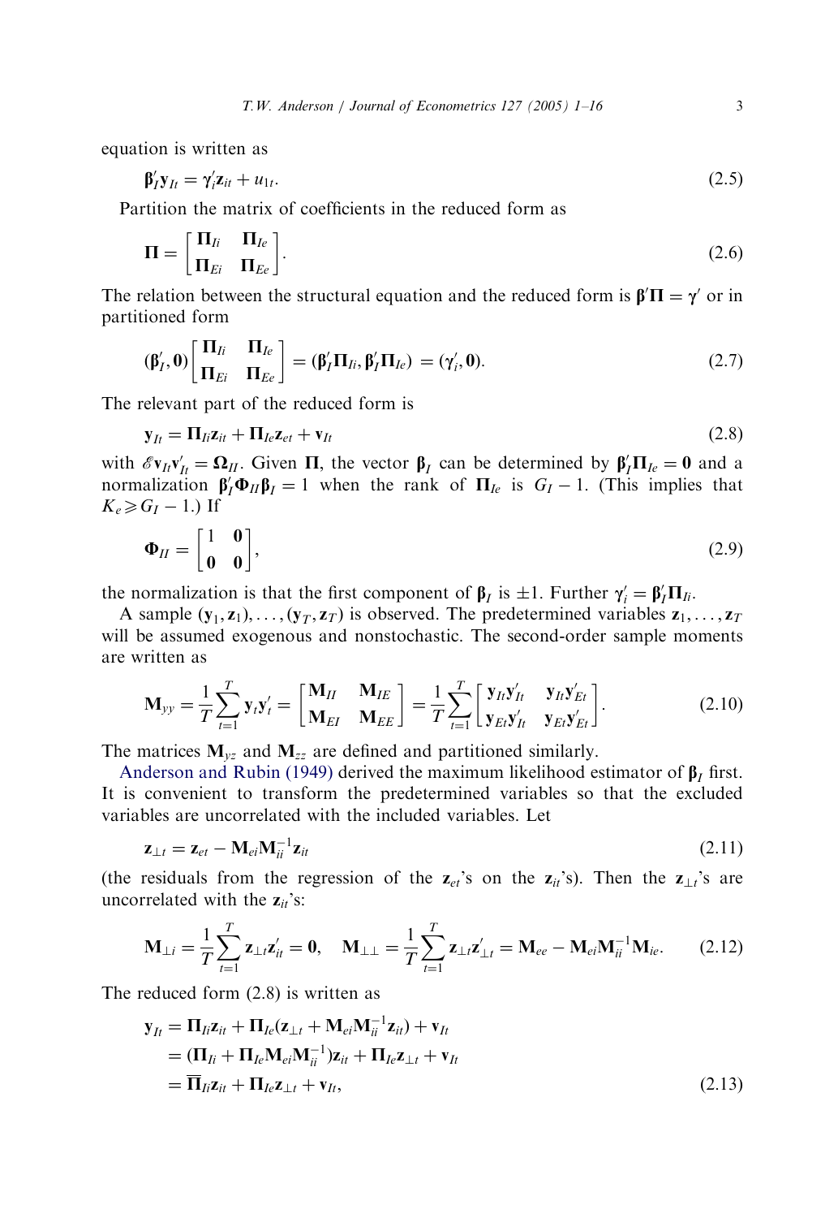equation is written as

$$\boldsymbol{\beta}_I' \mathbf{y}_{It} = \boldsymbol{\gamma}_i' \mathbf{z}_{it} + u_{1t}. \tag{2.5}$$

Partition the matrix of coefficients in the reduced form as

$$\boldsymbol{\Pi} = \begin{bmatrix} \boldsymbol{\Pi}_{Ii} & \boldsymbol{\Pi}_{Ie} \\ \boldsymbol{\Pi}_{Ei} & \boldsymbol{\Pi}_{Ee} \end{bmatrix}. \tag{2.6}$$

The relation between the structural equation and the reduced form is $\boldsymbol{\beta}'\boldsymbol{\Pi} = \boldsymbol{\gamma}'$ or in partitioned form

$$(\boldsymbol{\beta}_I', \mathbf{0}) \begin{bmatrix} \boldsymbol{\Pi}_{Ii} & \boldsymbol{\Pi}_{Ie} \\ \boldsymbol{\Pi}_{Ei} & \boldsymbol{\Pi}_{Ee} \end{bmatrix} = (\boldsymbol{\beta}_I'\boldsymbol{\Pi}_{Ii}, \boldsymbol{\beta}_I'\boldsymbol{\Pi}_{Ie}) = (\boldsymbol{\gamma}_i', \mathbf{0}). \tag{2.7}$$

The relevant part of the reduced form is

$$\mathbf{y}_{It} = \boldsymbol{\Pi}_{Ii}\mathbf{z}_{it} + \boldsymbol{\Pi}_{Ie}\mathbf{z}_{et} + \mathbf{v}_{It} \tag{2.8}$$

with $\mathscr{E}\mathbf{v}_{It}\mathbf{v}_{It}' = \boldsymbol{\Omega}_{II}$. Given $\boldsymbol{\Pi}$, the vector $\boldsymbol{\beta}_I$ can be determined by $\boldsymbol{\beta}_I'\boldsymbol{\Pi}_{Ie} = \mathbf{0}$ and a normalization $\boldsymbol{\beta}_I'\boldsymbol{\Phi}_{II}\boldsymbol{\beta}_I = 1$ when the rank of $\boldsymbol{\Pi}_{Ie}$ is $G_I - 1$. (This implies that $K_e \geqslant G_I - 1$.) If

$$\boldsymbol{\Phi}_{II} = \begin{bmatrix} 1 & \mathbf{0} \\ \mathbf{0} & \mathbf{0} \end{bmatrix}, \tag{2.9}$$

the normalization is that the first component of $\boldsymbol{\beta}_I$ is $\pm 1$. Further $\boldsymbol{\gamma}_i' = \boldsymbol{\beta}_I'\boldsymbol{\Pi}_{Ii}$.

A sample $(\mathbf{y}_1, \mathbf{z}_1), \ldots, (\mathbf{y}_T, \mathbf{z}_T)$ is observed. The predetermined variables $\mathbf{z}_1, \ldots, \mathbf{z}_T$ will be assumed exogenous and nonstochastic. The second-order sample moments are written as

$$\mathbf{M}_{yy} = \frac{1}{T}\sum_{t=1}^{T} \mathbf{y}_t\mathbf{y}_t' = \begin{bmatrix} \mathbf{M}_{II} & \mathbf{M}_{IE} \\ \mathbf{M}_{EI} & \mathbf{M}_{EE} \end{bmatrix} = \frac{1}{T}\sum_{t=1}^{T} \begin{bmatrix} \mathbf{y}_{It}\mathbf{y}_{It}' & \mathbf{y}_{It}\mathbf{y}_{Et}' \\ \mathbf{y}_{Et}\mathbf{y}_{It}' & \mathbf{y}_{Et}\mathbf{y}_{Et}' \end{bmatrix}. \tag{2.10}$$

The matrices $\mathbf{M}_{yz}$ and $\mathbf{M}_{zz}$ are defined and partitioned similarly.

Anderson and Rubin (1949) derived the maximum likelihood estimator of $\boldsymbol{\beta}_I$ first. It is convenient to transform the predetermined variables so that the excluded variables are uncorrelated with the included variables. Let

$$\mathbf{z}_{\perp t} = \mathbf{z}_{et} - \mathbf{M}_{ei}\mathbf{M}_{ii}^{-1}\mathbf{z}_{it} \tag{2.11}$$

(the residuals from the regression of the $\mathbf{z}_{et}$'s on the $\mathbf{z}_{it}$'s). Then the $\mathbf{z}_{\perp t}$'s are uncorrelated with the $\mathbf{z}_{it}$'s:

$$\mathbf{M}_{\perp i} = \frac{1}{T}\sum_{t=1}^{T} \mathbf{z}_{\perp t}\mathbf{z}_{it}' = \mathbf{0}, \quad \mathbf{M}_{\perp\perp} = \frac{1}{T}\sum_{t=1}^{T} \mathbf{z}_{\perp t}\mathbf{z}_{\perp t}' = \mathbf{M}_{ee} - \mathbf{M}_{ei}\mathbf{M}_{ii}^{-1}\mathbf{M}_{ie}. \tag{2.12}$$

The reduced form (2.8) is written as

$$\begin{aligned} \mathbf{y}_{It} &= \boldsymbol{\Pi}_{Ii}\mathbf{z}_{it} + \boldsymbol{\Pi}_{Ie}(\mathbf{z}_{\perp t} + \mathbf{M}_{ei}\mathbf{M}_{ii}^{-1}\mathbf{z}_{it}) + \mathbf{v}_{It} \\ &= (\boldsymbol{\Pi}_{Ii} + \boldsymbol{\Pi}_{Ie}\mathbf{M}_{ei}\mathbf{M}_{ii}^{-1})\mathbf{z}_{it} + \boldsymbol{\Pi}_{Ie}\mathbf{z}_{\perp t} + \mathbf{v}_{It} \\ &= \overline{\boldsymbol{\Pi}}_{Ii}\mathbf{z}_{it} + \boldsymbol{\Pi}_{Ie}\mathbf{z}_{\perp t} + \mathbf{v}_{It}, \end{aligned} \tag{2.13}$$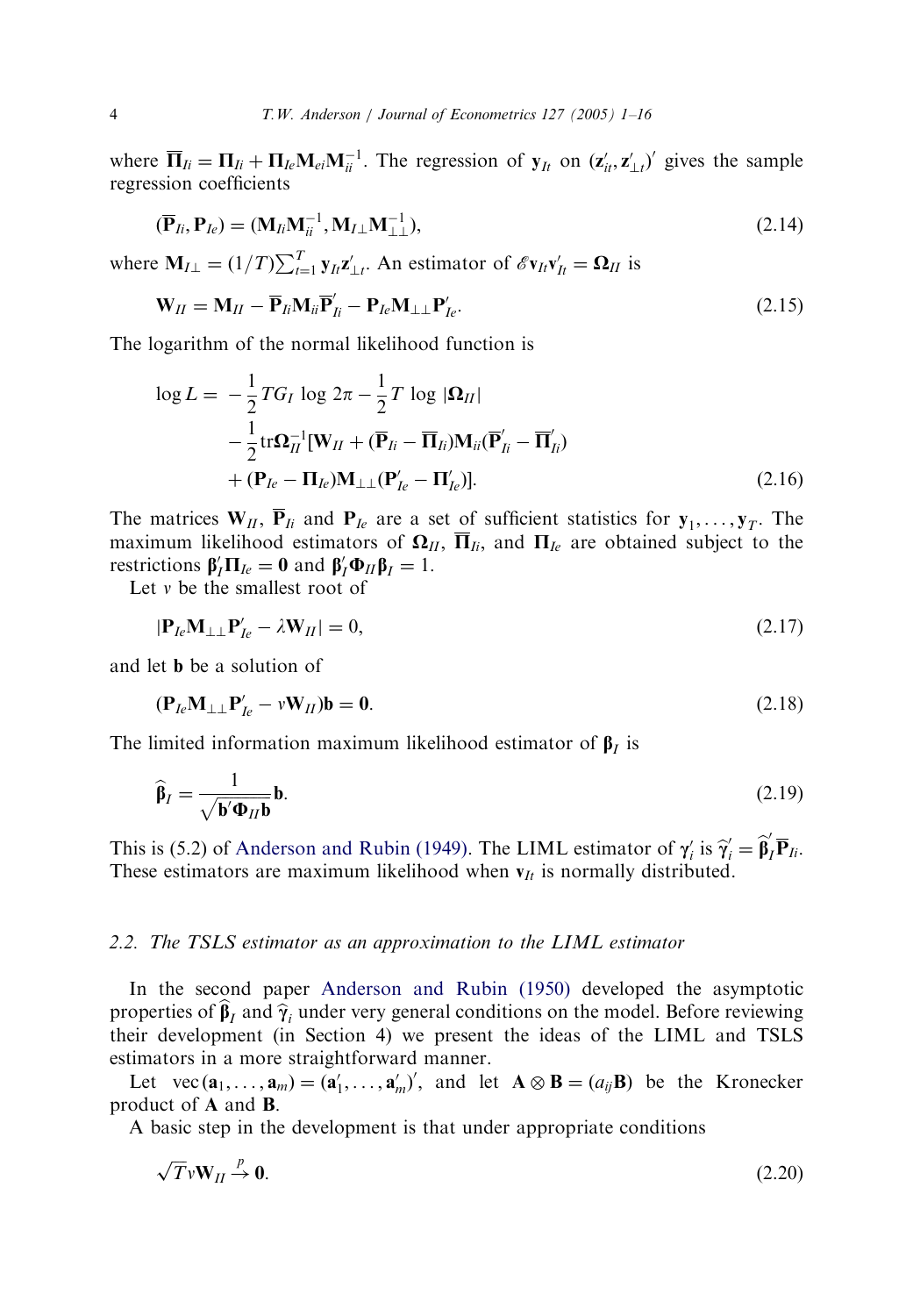where $\overline{\mathbf{\Pi}}_{Ii} = \mathbf{\Pi}_{Ii} + \mathbf{\Pi}_{Ie}\mathbf{M}_{ei}\mathbf{M}_{ii}^{-1}$. The regression of $\mathbf{y}_{It}$ on $(\mathbf{z}'_{it}, \mathbf{z}'_{\perp t})'$ gives the sample regression coefficients

$$(\overline{\mathbf{P}}_{Ii}, \mathbf{P}_{Ie}) = (\mathbf{M}_{Ii}\mathbf{M}_{ii}^{-1}, \mathbf{M}_{I\perp}\mathbf{M}_{\perp\perp}^{-1}), \tag{2.14}$$

where $\mathbf{M}_{I\perp} = (1/T)\sum_{t=1}^{T} \mathbf{y}_{It}\mathbf{z}'_{\perp t}$. An estimator of $\mathscr{E}\mathbf{v}_{It}\mathbf{v}'_{It} = \mathbf{\Omega}_{II}$ is

$$\mathbf{W}_{II} = \mathbf{M}_{II} - \overline{\mathbf{P}}_{Ii}\mathbf{M}_{ii}\overline{\mathbf{P}}'_{Ii} - \mathbf{P}_{Ie}\mathbf{M}_{\perp\perp}\mathbf{P}'_{Ie}. \tag{2.15}$$

The logarithm of the normal likelihood function is

$$\begin{aligned}
\log L = & -\frac{1}{2}TG_I \log 2\pi - \frac{1}{2}T \log |\mathbf{\Omega}_{II}| \\
& - \frac{1}{2}\mathrm{tr}\mathbf{\Omega}_{II}^{-1}[\mathbf{W}_{II} + (\overline{\mathbf{P}}_{Ii} - \overline{\mathbf{\Pi}}_{Ii})\mathbf{M}_{ii}(\overline{\mathbf{P}}'_{Ii} - \overline{\mathbf{\Pi}}'_{Ii}) \\
& + (\mathbf{P}_{Ie} - \mathbf{\Pi}_{Ie})\mathbf{M}_{\perp\perp}(\mathbf{P}'_{Ie} - \mathbf{\Pi}'_{Ie})].
\end{aligned} \tag{2.16}$$

The matrices $\mathbf{W}_{II}$, $\overline{\mathbf{P}}_{Ii}$ and $\mathbf{P}_{Ie}$ are a set of sufficient statistics for $\mathbf{y}_1, \ldots, \mathbf{y}_T$. The maximum likelihood estimators of $\mathbf{\Omega}_{II}$, $\overline{\mathbf{\Pi}}_{Ii}$, and $\mathbf{\Pi}_{Ie}$ are obtained subject to the restrictions $\boldsymbol{\beta}'_I\mathbf{\Pi}_{Ie} = \mathbf{0}$ and $\boldsymbol{\beta}'_I\mathbf{\Phi}_{II}\boldsymbol{\beta}_I = 1$.

Let $v$ be the smallest root of

$$|\mathbf{P}_{Ie}\mathbf{M}_{\perp\perp}\mathbf{P}'_{Ie} - \lambda\mathbf{W}_{II}| = 0, \tag{2.17}$$

and let $\mathbf{b}$ be a solution of

$$(\mathbf{P}_{Ie}\mathbf{M}_{\perp\perp}\mathbf{P}'_{Ie} - v\mathbf{W}_{II})\mathbf{b} = \mathbf{0}. \tag{2.18}$$

The limited information maximum likelihood estimator of $\boldsymbol{\beta}_I$ is

$$\widehat{\boldsymbol{\beta}}_I = \frac{1}{\sqrt{\mathbf{b}'\mathbf{\Phi}_{II}\mathbf{b}}}\mathbf{b}. \tag{2.19}$$

This is (5.2) of Anderson and Rubin (1949). The LIML estimator of $\boldsymbol{\gamma}'_i$ is $\widehat{\boldsymbol{\gamma}}'_i = \widehat{\boldsymbol{\beta}}'_I\overline{\mathbf{P}}_{Ii}$. These estimators are maximum likelihood when $\mathbf{v}_{It}$ is normally distributed.

### 2.2. *The TSLS estimator as an approximation to the LIML estimator*

In the second paper Anderson and Rubin (1950) developed the asymptotic properties of $\widehat{\boldsymbol{\beta}}_I$ and $\widehat{\boldsymbol{\gamma}}_i$ under very general conditions on the model. Before reviewing their development (in Section 4) we present the ideas of the LIML and TSLS estimators in a more straightforward manner.

Let $\mathrm{vec}(\mathbf{a}_1, \ldots, \mathbf{a}_m) = (\mathbf{a}'_1, \ldots, \mathbf{a}'_m)'$, and let $\mathbf{A} \otimes \mathbf{B} = (a_{ij}\mathbf{B})$ be the Kronecker product of $\mathbf{A}$ and $\mathbf{B}$.

A basic step in the development is that under appropriate conditions

$$\sqrt{T}v\mathbf{W}_{II} \xrightarrow{p} \mathbf{0}. \tag{2.20}$$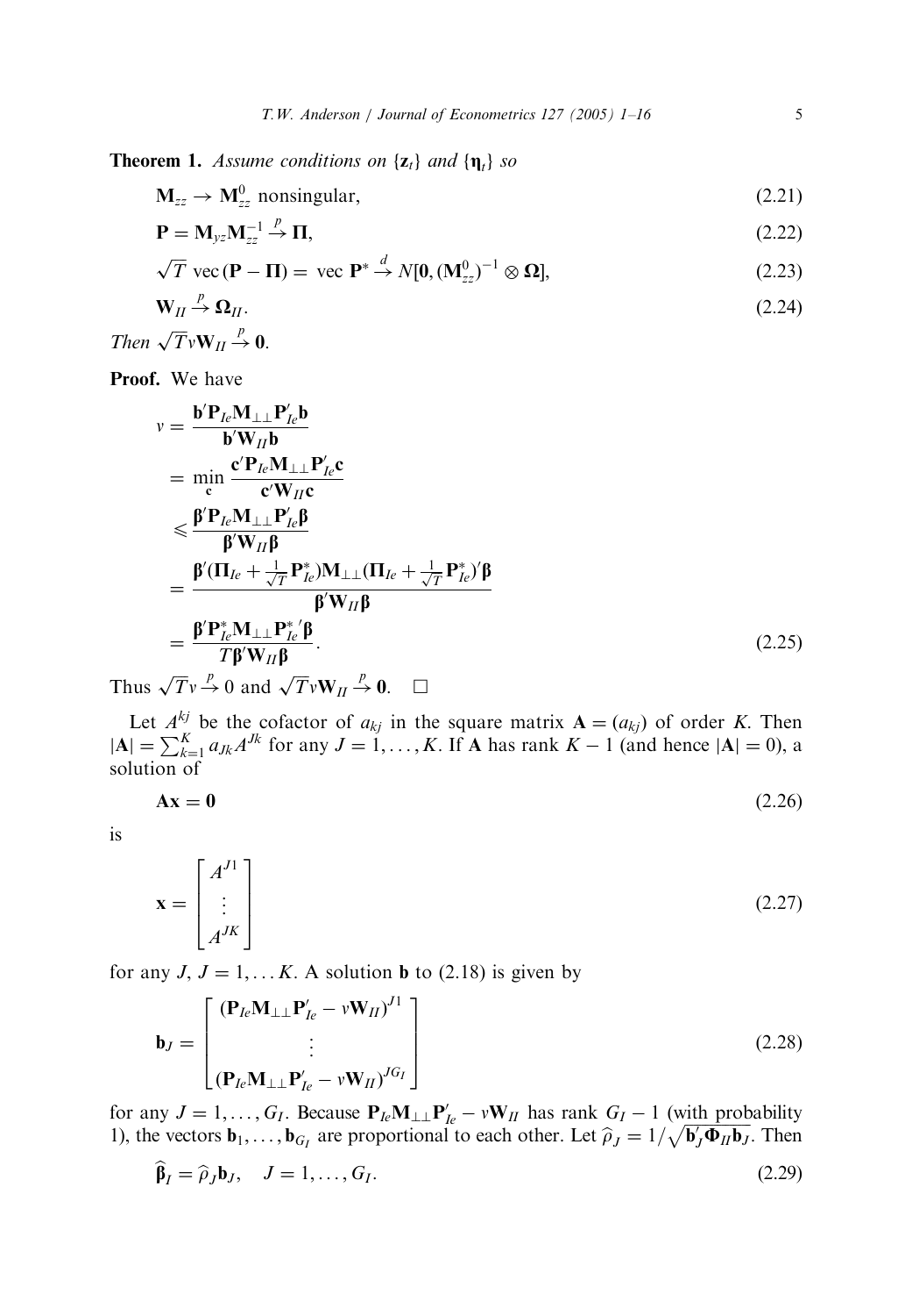**Theorem 1.** *Assume conditions on* $\{\mathbf{z}_t\}$ *and* $\{\boldsymbol{\eta}_t\}$ *so*

$$\mathbf{M}_{zz} \to \mathbf{M}_{zz}^0 \text{ nonsingular,} \tag{2.21}$$

$$\mathbf{P} = \mathbf{M}_{yz}\mathbf{M}_{zz}^{-1} \xrightarrow{p} \boldsymbol{\Pi}, \tag{2.22}$$

$$\sqrt{T}\ \mathrm{vec}\,(\mathbf{P} - \boldsymbol{\Pi}) = \ \mathrm{vec}\ \mathbf{P}^* \xrightarrow{d} N[\mathbf{0}, (\mathbf{M}_{zz}^0)^{-1} \otimes \boldsymbol{\Omega}], \tag{2.23}$$

$$\mathbf{W}_{II} \xrightarrow{p} \boldsymbol{\Omega}_{II}. \tag{2.24}$$

*Then* $\sqrt{T}v\mathbf{W}_{II} \xrightarrow{p} \mathbf{0}$.

**Proof.** We have

$$\begin{aligned}
v &= \frac{\mathbf{b}'\mathbf{P}_{Ie}\mathbf{M}_{\perp\perp}\mathbf{P}_{Ie}'\mathbf{b}}{\mathbf{b}'\mathbf{W}_{II}\mathbf{b}} \\
&= \min_{\mathbf{c}} \frac{\mathbf{c}'\mathbf{P}_{Ie}\mathbf{M}_{\perp\perp}\mathbf{P}_{Ie}'\mathbf{c}}{\mathbf{c}'\mathbf{W}_{II}\mathbf{c}} \\
&\leqslant \frac{\boldsymbol{\beta}'\mathbf{P}_{Ie}\mathbf{M}_{\perp\perp}\mathbf{P}_{Ie}'\boldsymbol{\beta}}{\boldsymbol{\beta}'\mathbf{W}_{II}\boldsymbol{\beta}} \\
&= \frac{\boldsymbol{\beta}'(\boldsymbol{\Pi}_{Ie} + \frac{1}{\sqrt{T}}\mathbf{P}_{Ie}^*)\mathbf{M}_{\perp\perp}(\boldsymbol{\Pi}_{Ie} + \frac{1}{\sqrt{T}}\mathbf{P}_{Ie}^*)'\boldsymbol{\beta}}{\boldsymbol{\beta}'\mathbf{W}_{II}\boldsymbol{\beta}} \\
&= \frac{\boldsymbol{\beta}'\mathbf{P}_{Ie}^*\mathbf{M}_{\perp\perp}\mathbf{P}_{Ie}^{*\prime}\boldsymbol{\beta}}{T\boldsymbol{\beta}'\mathbf{W}_{II}\boldsymbol{\beta}}.
\end{aligned} \tag{2.25}$$

Thus $\sqrt{T}v \xrightarrow{p} 0$ and $\sqrt{T}v\mathbf{W}_{II} \xrightarrow{p} \mathbf{0}$. $\square$

Let $A^{kj}$ be the cofactor of $a_{kj}$ in the square matrix $\mathbf{A} = (a_{kj})$ of order $K$. Then $|\mathbf{A}| = \sum_{k=1}^{K} a_{Jk}A^{Jk}$ for any $J = 1, \ldots, K$. If $\mathbf{A}$ has rank $K-1$ (and hence $|\mathbf{A}| = 0$), a solution of

$$\mathbf{A}\mathbf{x} = \mathbf{0} \tag{2.26}$$

is

$$\mathbf{x} = \begin{bmatrix} A^{J1} \\ \vdots \\ A^{JK} \end{bmatrix} \tag{2.27}$$

for any $J$, $J = 1, \ldots K$. A solution $\mathbf{b}$ to (2.18) is given by

$$\mathbf{b}_J = \begin{bmatrix} (\mathbf{P}_{Ie}\mathbf{M}_{\perp\perp}\mathbf{P}_{Ie}' - v\mathbf{W}_{II})^{J1} \\ \vdots \\ (\mathbf{P}_{Ie}\mathbf{M}_{\perp\perp}\mathbf{P}_{Ie}' - v\mathbf{W}_{II})^{JG_I} \end{bmatrix} \tag{2.28}$$

for any $J = 1, \ldots, G_I$. Because $\mathbf{P}_{Ie}\mathbf{M}_{\perp\perp}\mathbf{P}_{Ie}' - v\mathbf{W}_{II}$ has rank $G_I - 1$ (with probability 1), the vectors $\mathbf{b}_1, \ldots, \mathbf{b}_{G_I}$ are proportional to each other. Let $\widehat{\rho}_J = 1/\sqrt{\mathbf{b}_J'\boldsymbol{\Phi}_{II}\mathbf{b}_J}$. Then

$$\widehat{\boldsymbol{\beta}}_I = \widehat{\rho}_J\mathbf{b}_J, \quad J = 1, \ldots, G_I. \tag{2.29}$$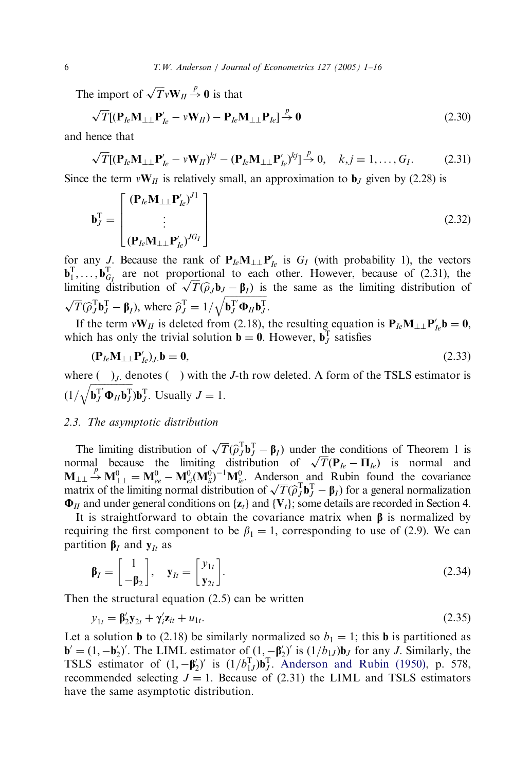The import of $\sqrt{T}v\mathbf{W}_{II} \xrightarrow{p} \mathbf{0}$ is that

$$\sqrt{T}[(\mathbf{P}_{Ie}\mathbf{M}_{\perp\perp}\mathbf{P}'_{Ie} - v\mathbf{W}_{II}) - \mathbf{P}_{Ie}\mathbf{M}_{\perp\perp}\mathbf{P}_{Ie}] \xrightarrow{p} \mathbf{0} \tag{2.30}$$

and hence that

$$\sqrt{T}[(\mathbf{P}_{Ie}\mathbf{M}_{\perp\perp}\mathbf{P}'_{Ie} - v\mathbf{W}_{II})^{kj} - (\mathbf{P}_{Ie}\mathbf{M}_{\perp\perp}\mathbf{P}'_{Ie})^{kj}] \xrightarrow{p} 0, \quad k, j = 1, \ldots, G_I. \tag{2.31}$$

Since the term $v\mathbf{W}_{II}$ is relatively small, an approximation to $\mathbf{b}_J$ given by (2.28) is

$$\mathbf{b}_J^{\mathrm{T}} = \begin{bmatrix} (\mathbf{P}_{Ie}\mathbf{M}_{\perp\perp}\mathbf{P}'_{Ie})^{J1} \\ \vdots \\ (\mathbf{P}_{Ie}\mathbf{M}_{\perp\perp}\mathbf{P}'_{Ie})^{JG_I} \end{bmatrix} \tag{2.32}$$

for any $J$. Because the rank of $\mathbf{P}_{Ie}\mathbf{M}_{\perp\perp}\mathbf{P}'_{Ie}$ is $G_I$ (with probability 1), the vectors $\mathbf{b}_1^{\mathrm{T}}, \ldots, \mathbf{b}_{G_I}^{\mathrm{T}}$ are not proportional to each other. However, because of (2.31), the limiting distribution of $\sqrt{T}(\widehat{\rho}_J\mathbf{b}_J - \boldsymbol{\beta}_I)$ is the same as the limiting distribution of $\sqrt{T}(\widehat{\rho}_J^{\mathrm{T}}\mathbf{b}_J^{\mathrm{T}} - \boldsymbol{\beta}_I)$, where $\widehat{\rho}_J^{\mathrm{T}} = 1/\sqrt{\mathbf{b}_J^{\mathrm{T}'}\boldsymbol{\Phi}_{II}\mathbf{b}_J^{\mathrm{T}}}$.

If the term $v\mathbf{W}_{II}$ is deleted from (2.18), the resulting equation is $\mathbf{P}_{Ie}\mathbf{M}_{\perp\perp}\mathbf{P}'_{Ie}\mathbf{b} = \mathbf{0}$, which has only the trivial solution $\mathbf{b} = \mathbf{0}$. However, $\mathbf{b}_J^{\mathrm{T}}$ satisfies

$$(\mathbf{P}_{Ie}\mathbf{M}_{\perp\perp}\mathbf{P}'_{Ie})_{J\cdot}\mathbf{b} = \mathbf{0}, \tag{2.33}$$

where $(\ \ )_{J\cdot}$ denotes $(\ \ )$ with the $J$-th row deleted. A form of the TSLS estimator is $(1/\sqrt{\mathbf{b}_J^{\mathrm{T}'}\boldsymbol{\Phi}_{II}\mathbf{b}_J^{\mathrm{T}}})\mathbf{b}_J^{\mathrm{T}}$. Usually $J = 1$.

### 2.3. The asymptotic distribution

The limiting distribution of $\sqrt{T}(\widehat{\rho}_J^{\mathrm{T}}\mathbf{b}_J^{\mathrm{T}} - \boldsymbol{\beta}_I)$ under the conditions of Theorem 1 is normal because the limiting distribution of $\sqrt{T}(\mathbf{P}_{Ie} - \boldsymbol{\Pi}_{Ie})$ is normal and $\mathbf{M}_{\perp\perp} \xrightarrow{p} \mathbf{M}_{\perp\perp}^0 = \mathbf{M}_{ee}^0 - \mathbf{M}_{ei}^0(\mathbf{M}_{ii}^0)^{-1}\mathbf{M}_{ie}^0$. Anderson and Rubin found the covariance matrix of the limiting normal distribution of $\sqrt{T}(\widehat{\rho}_J^{\mathrm{T}}\mathbf{b}_J^{\mathrm{T}} - \boldsymbol{\beta}_I)$ for a general normalization $\boldsymbol{\Phi}_{II}$ and under general conditions on $\{\mathbf{z}_t\}$ and $\{\mathbf{V}_t\}$; some details are recorded in Section 4.

It is straightforward to obtain the covariance matrix when $\boldsymbol{\beta}$ is normalized by requiring the first component to be $\beta_1 = 1$, corresponding to use of (2.9). We can partition $\boldsymbol{\beta}_I$ and $\mathbf{y}_{It}$ as

$$\boldsymbol{\beta}_I = \begin{bmatrix} 1 \\ -\boldsymbol{\beta}_2 \end{bmatrix}, \quad \mathbf{y}_{It} = \begin{bmatrix} y_{1t} \\ \mathbf{y}_{2t} \end{bmatrix}. \tag{2.34}$$

Then the structural equation (2.5) can be written

$$y_{1t} = \boldsymbol{\beta}_2'\mathbf{y}_{2t} + \boldsymbol{\gamma}_i'\mathbf{z}_{it} + u_{1t}. \tag{2.35}$$

Let a solution $\mathbf{b}$ to (2.18) be similarly normalized so $b_1 = 1$; this $\mathbf{b}$ is partitioned as $\mathbf{b}' = (1, -\mathbf{b}_2')'$. The LIML estimator of $(1, -\boldsymbol{\beta}_2')'$ is $(1/b_{1J})\mathbf{b}_J$ for any $J$. Similarly, the TSLS estimator of $(1, -\boldsymbol{\beta}_2')'$ is $(1/b_{1J}^{\mathrm{T}})\mathbf{b}_J^{\mathrm{T}}$. Anderson and Rubin (1950), p. 578, recommended selecting $J = 1$. Because of (2.31) the LIML and TSLS estimators have the same asymptotic distribution.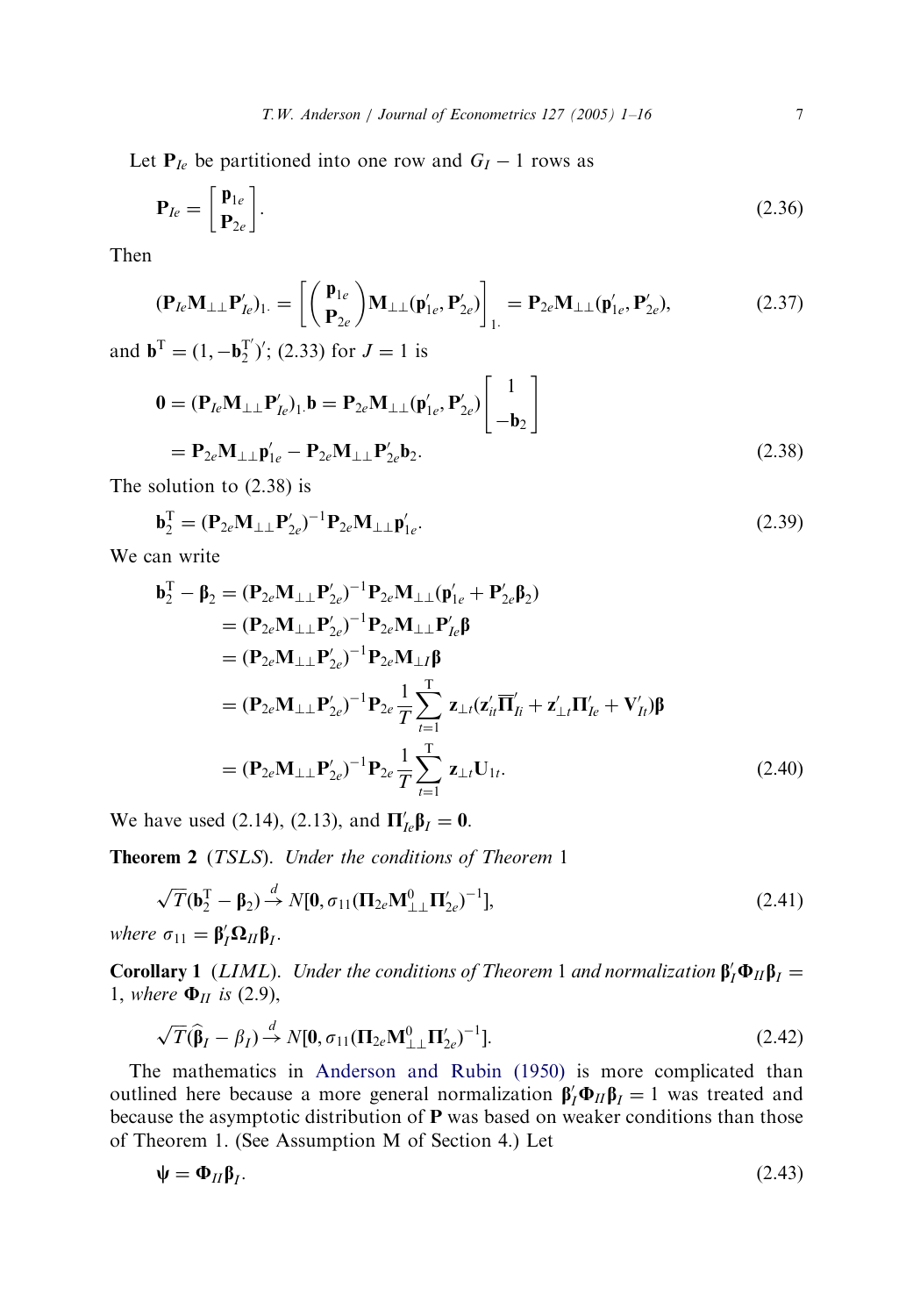Let $\mathbf{P}_{Ie}$ be partitioned into one row and $G_I - 1$ rows as

$$\mathbf{P}_{Ie} = \begin{bmatrix} \mathbf{p}_{1e} \\ \mathbf{P}_{2e} \end{bmatrix}. \tag{2.36}$$

Then

$$(\mathbf{P}_{Ie}\mathbf{M}_{\perp\perp}\mathbf{P}'_{Ie})_{1\cdot} = \left[ \begin{pmatrix} \mathbf{p}_{1e} \\ \mathbf{P}_{2e} \end{pmatrix} \mathbf{M}_{\perp\perp}(\mathbf{p}'_{1e}, \mathbf{P}'_{2e}) \right]_{1\cdot} = \mathbf{P}_{2e}\mathbf{M}_{\perp\perp}(\mathbf{p}'_{1e}, \mathbf{P}'_{2e}), \tag{2.37}$$

and $\mathbf{b}^{\mathrm{T}} = (1, -\mathbf{b}_2^{\mathrm{T}'})'$; (2.33) for $J = 1$ is

$$\begin{aligned}
\mathbf{0} = (\mathbf{P}_{Ie}\mathbf{M}_{\perp\perp}\mathbf{P}'_{Ie})_{1\cdot}\mathbf{b} &= \mathbf{P}_{2e}\mathbf{M}_{\perp\perp}(\mathbf{p}'_{1e}, \mathbf{P}'_{2e}) \begin{bmatrix} 1 \\ -\mathbf{b}_2 \end{bmatrix} \\
&= \mathbf{P}_{2e}\mathbf{M}_{\perp\perp}\mathbf{p}'_{1e} - \mathbf{P}_{2e}\mathbf{M}_{\perp\perp}\mathbf{P}'_{2e}\mathbf{b}_2.
\end{aligned} \tag{2.38}$$

The solution to (2.38) is

$$\mathbf{b}_2^{\mathrm{T}} = (\mathbf{P}_{2e}\mathbf{M}_{\perp\perp}\mathbf{P}'_{2e})^{-1}\mathbf{P}_{2e}\mathbf{M}_{\perp\perp}\mathbf{p}'_{1e}. \tag{2.39}$$

We can write

$$\begin{aligned}
\mathbf{b}_2^{\mathrm{T}} - \boldsymbol{\beta}_2 &= (\mathbf{P}_{2e}\mathbf{M}_{\perp\perp}\mathbf{P}'_{2e})^{-1}\mathbf{P}_{2e}\mathbf{M}_{\perp\perp}(\mathbf{p}'_{1e} + \mathbf{P}'_{2e}\boldsymbol{\beta}_2) \\
&= (\mathbf{P}_{2e}\mathbf{M}_{\perp\perp}\mathbf{P}'_{2e})^{-1}\mathbf{P}_{2e}\mathbf{M}_{\perp\perp}\mathbf{P}'_{Ie}\boldsymbol{\beta} \\
&= (\mathbf{P}_{2e}\mathbf{M}_{\perp\perp}\mathbf{P}'_{2e})^{-1}\mathbf{P}_{2e}\mathbf{M}_{\perp I}\boldsymbol{\beta} \\
&= (\mathbf{P}_{2e}\mathbf{M}_{\perp\perp}\mathbf{P}'_{2e})^{-1}\mathbf{P}_{2e}\frac{1}{T}\sum_{t=1}^{\mathrm{T}} \mathbf{z}_{\perp t}(\mathbf{z}'_{it}\overline{\boldsymbol{\Pi}}'_{Ii} + \mathbf{z}'_{\perp t}\boldsymbol{\Pi}'_{Ie} + \mathbf{V}'_{It})\boldsymbol{\beta} \\
&= (\mathbf{P}_{2e}\mathbf{M}_{\perp\perp}\mathbf{P}'_{2e})^{-1}\mathbf{P}_{2e}\frac{1}{T}\sum_{t=1}^{\mathrm{T}} \mathbf{z}_{\perp t}\mathbf{U}_{1t}.
\end{aligned} \tag{2.40}$$

We have used (2.14), (2.13), and $\boldsymbol{\Pi}'_{Ie}\boldsymbol{\beta}_I = \mathbf{0}$.

**Theorem 2** (*TSLS*). *Under the conditions of Theorem* 1

$$\sqrt{T}(\mathbf{b}_2^{\mathrm{T}} - \boldsymbol{\beta}_2) \xrightarrow{d} N[\mathbf{0}, \sigma_{11}(\boldsymbol{\Pi}_{2e}\mathbf{M}^0_{\perp\perp}\boldsymbol{\Pi}'_{2e})^{-1}], \tag{2.41}$$

*where* $\sigma_{11} = \boldsymbol{\beta}'_I\boldsymbol{\Omega}_{II}\boldsymbol{\beta}_I$.

**Corollary 1** (*LIML*). *Under the conditions of Theorem* 1 *and normalization* $\boldsymbol{\beta}'_I\boldsymbol{\Phi}_{II}\boldsymbol{\beta}_I = 1$, *where* $\boldsymbol{\Phi}_{II}$ *is* (2.9),

$$\sqrt{T}(\widehat{\boldsymbol{\beta}}_I - \beta_I) \xrightarrow{d} N[\mathbf{0}, \sigma_{11}(\boldsymbol{\Pi}_{2e}\mathbf{M}^0_{\perp\perp}\boldsymbol{\Pi}'_{2e})^{-1}]. \tag{2.42}$$

The mathematics in Anderson and Rubin (1950) is more complicated than outlined here because a more general normalization $\boldsymbol{\beta}'_I\boldsymbol{\Phi}_{II}\boldsymbol{\beta}_I = 1$ was treated and because the asymptotic distribution of $\mathbf{P}$ was based on weaker conditions than those of Theorem 1. (See Assumption M of Section 4.) Let

$$\boldsymbol{\psi} = \boldsymbol{\Phi}_{II}\boldsymbol{\beta}_I. \tag{2.43}$$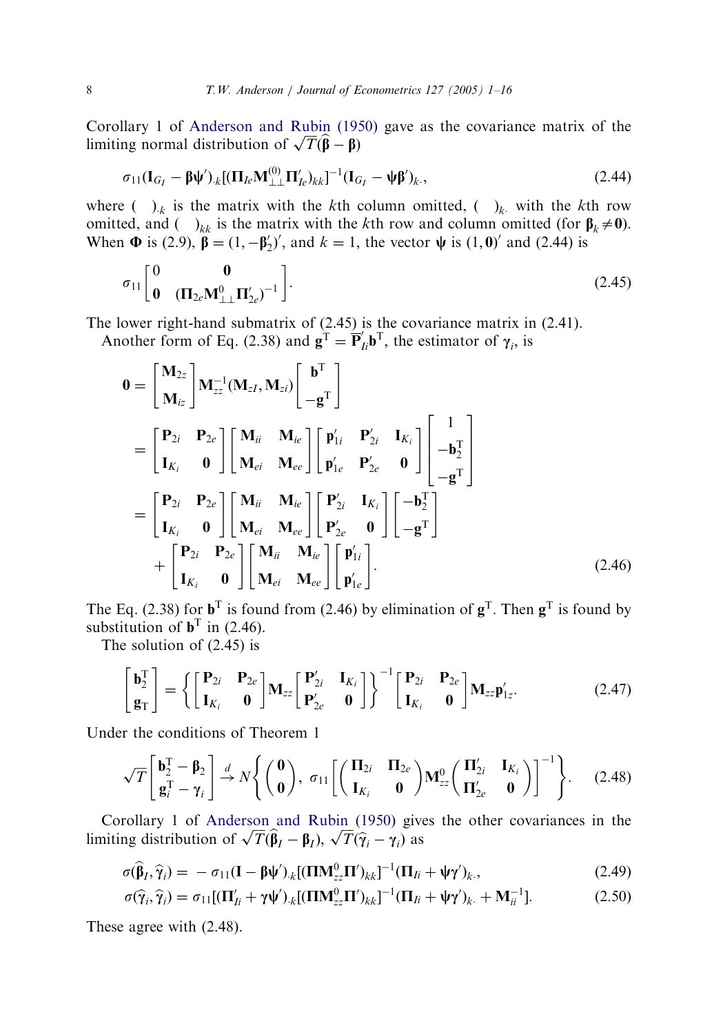Corollary 1 of Anderson and Rubin (1950) gave as the covariance matrix of the limiting normal distribution of $\sqrt{T}(\widehat{\boldsymbol{\beta}} - \boldsymbol{\beta})$

$$\sigma_{11}(\mathbf{I}_{G_I} - \boldsymbol{\beta}\boldsymbol{\psi}')_{\cdot k}[(\boldsymbol{\Pi}_{Ie}\mathbf{M}_{\perp\perp}^{(0)}\boldsymbol{\Pi}_{Ie}')_{kk}]^{-1}(\mathbf{I}_{G_I} - \boldsymbol{\psi}\boldsymbol{\beta}')_{k\cdot}, \tag{2.44}$$

where $(\quad)_{\cdot k}$ is the matrix with the $k$th column omitted, $(\quad)_{k\cdot}$ with the $k$th row omitted, and $(\quad)_{kk}$ is the matrix with the $k$th row and column omitted (for $\boldsymbol{\beta}_k \neq \mathbf{0}$). When $\boldsymbol{\Phi}$ is (2.9), $\boldsymbol{\beta} = (1, -\boldsymbol{\beta}_2')'$, and $k = 1$, the vector $\boldsymbol{\psi}$ is $(1, \mathbf{0})'$ and (2.44) is

$$\sigma_{11}\begin{bmatrix} 0 & \mathbf{0} \\ \mathbf{0} & (\boldsymbol{\Pi}_{2e}\mathbf{M}_{\perp\perp}^{0}\boldsymbol{\Pi}_{2e}')^{-1} \end{bmatrix}. \tag{2.45}$$

The lower right-hand submatrix of (2.45) is the covariance matrix in (2.41).

Another form of Eq. (2.38) and $\mathbf{g}^{\mathrm{T}} = \overline{\mathbf{P}}_{Ii}'\mathbf{b}^{\mathrm{T}}$, the estimator of $\boldsymbol{\gamma}_i$, is

$$\begin{aligned}
\mathbf{0} &= \begin{bmatrix} \mathbf{M}_{2z} \\ \mathbf{M}_{iz} \end{bmatrix}\mathbf{M}_{zz}^{-1}(\mathbf{M}_{zI}, \mathbf{M}_{zi})\begin{bmatrix} \mathbf{b}^{\mathrm{T}} \\ -\mathbf{g}^{\mathrm{T}} \end{bmatrix} \\
&= \begin{bmatrix} \mathbf{P}_{2i} & \mathbf{P}_{2e} \\ \mathbf{I}_{K_i} & \mathbf{0} \end{bmatrix}\begin{bmatrix} \mathbf{M}_{ii} & \mathbf{M}_{ie} \\ \mathbf{M}_{ei} & \mathbf{M}_{ee} \end{bmatrix}\begin{bmatrix} \mathbf{p}_{1i}' & \mathbf{P}_{2i}' & \mathbf{I}_{K_i} \\ \mathbf{p}_{1e}' & \mathbf{P}_{2e}' & \mathbf{0} \end{bmatrix}\begin{bmatrix} 1 \\ -\mathbf{b}_2^{\mathrm{T}} \\ -\mathbf{g}^{\mathrm{T}} \end{bmatrix} \\
&= \begin{bmatrix} \mathbf{P}_{2i} & \mathbf{P}_{2e} \\ \mathbf{I}_{K_i} & \mathbf{0} \end{bmatrix}\begin{bmatrix} \mathbf{M}_{ii} & \mathbf{M}_{ie} \\ \mathbf{M}_{ei} & \mathbf{M}_{ee} \end{bmatrix}\begin{bmatrix} \mathbf{P}_{2i}' & \mathbf{I}_{K_i} \\ \mathbf{P}_{2e}' & \mathbf{0} \end{bmatrix}\begin{bmatrix} -\mathbf{b}_2^{\mathrm{T}} \\ -\mathbf{g}^{\mathrm{T}} \end{bmatrix} \\
&\quad + \begin{bmatrix} \mathbf{P}_{2i} & \mathbf{P}_{2e} \\ \mathbf{I}_{K_i} & \mathbf{0} \end{bmatrix}\begin{bmatrix} \mathbf{M}_{ii} & \mathbf{M}_{ie} \\ \mathbf{M}_{ei} & \mathbf{M}_{ee} \end{bmatrix}\begin{bmatrix} \mathbf{p}_{1i}' \\ \mathbf{p}_{1e}' \end{bmatrix}.
\end{aligned} \tag{2.46}$$

The Eq. (2.38) for $\mathbf{b}^{\mathrm{T}}$ is found from (2.46) by elimination of $\mathbf{g}^{\mathrm{T}}$. Then $\mathbf{g}^{\mathrm{T}}$ is found by substitution of $\mathbf{b}^{\mathrm{T}}$ in (2.46).

The solution of (2.45) is

$$\begin{bmatrix} \mathbf{b}_2^{\mathrm{T}} \\ \mathbf{g}_{\mathrm{T}} \end{bmatrix} = \left\{\begin{bmatrix} \mathbf{P}_{2i} & \mathbf{P}_{2e} \\ \mathbf{I}_{K_i} & \mathbf{0} \end{bmatrix}\mathbf{M}_{zz}\begin{bmatrix} \mathbf{P}_{2i}' & \mathbf{I}_{K_i} \\ \mathbf{P}_{2e}' & \mathbf{0} \end{bmatrix}\right\}^{-1}\begin{bmatrix} \mathbf{P}_{2i} & \mathbf{P}_{2e} \\ \mathbf{I}_{K_i} & \mathbf{0} \end{bmatrix}\mathbf{M}_{zz}\mathbf{p}_{1z}'. \tag{2.47}$$

Under the conditions of Theorem 1

$$\sqrt{T}\begin{bmatrix} \mathbf{b}_2^{\mathrm{T}} - \boldsymbol{\beta}_2 \\ \mathbf{g}_i^{\mathrm{T}} - \boldsymbol{\gamma}_i \end{bmatrix} \xrightarrow{d} N\left\{\begin{pmatrix} \mathbf{0} \\ \mathbf{0} \end{pmatrix},\ \sigma_{11}\left[\begin{pmatrix} \boldsymbol{\Pi}_{2i} & \boldsymbol{\Pi}_{2e} \\ \mathbf{I}_{K_i} & \mathbf{0} \end{pmatrix}\mathbf{M}_{zz}^{0}\begin{pmatrix} \boldsymbol{\Pi}_{2i}' & \mathbf{I}_{K_i} \\ \boldsymbol{\Pi}_{2e}' & \mathbf{0} \end{pmatrix}\right]^{-1}\right\}. \tag{2.48}$$

Corollary 1 of Anderson and Rubin (1950) gives the other covariances in the limiting distribution of $\sqrt{T}(\widehat{\boldsymbol{\beta}}_I - \boldsymbol{\beta}_I)$, $\sqrt{T}(\widehat{\boldsymbol{\gamma}}_i - \boldsymbol{\gamma}_i)$ as

$$\sigma(\widehat{\boldsymbol{\beta}}_I, \widehat{\boldsymbol{\gamma}}_i) = -\sigma_{11}(\mathbf{I} - \boldsymbol{\beta}\boldsymbol{\psi}')_{\cdot k}[(\boldsymbol{\Pi}\mathbf{M}_{zz}^{0}\boldsymbol{\Pi}')_{kk}]^{-1}(\boldsymbol{\Pi}_{Ii} + \boldsymbol{\psi}\boldsymbol{\gamma}')_{k\cdot}, \tag{2.49}$$

$$\sigma(\widehat{\boldsymbol{\gamma}}_i, \widehat{\boldsymbol{\gamma}}_i) = \sigma_{11}[(\boldsymbol{\Pi}_{Ii}' + \boldsymbol{\gamma}\boldsymbol{\psi}')_{\cdot k}[(\boldsymbol{\Pi}\mathbf{M}_{zz}^{0}\boldsymbol{\Pi}')_{kk}]^{-1}(\boldsymbol{\Pi}_{Ii} + \boldsymbol{\psi}\boldsymbol{\gamma}')_{k\cdot} + \mathbf{M}_{ii}^{-1}]. \tag{2.50}$$

These agree with (2.48).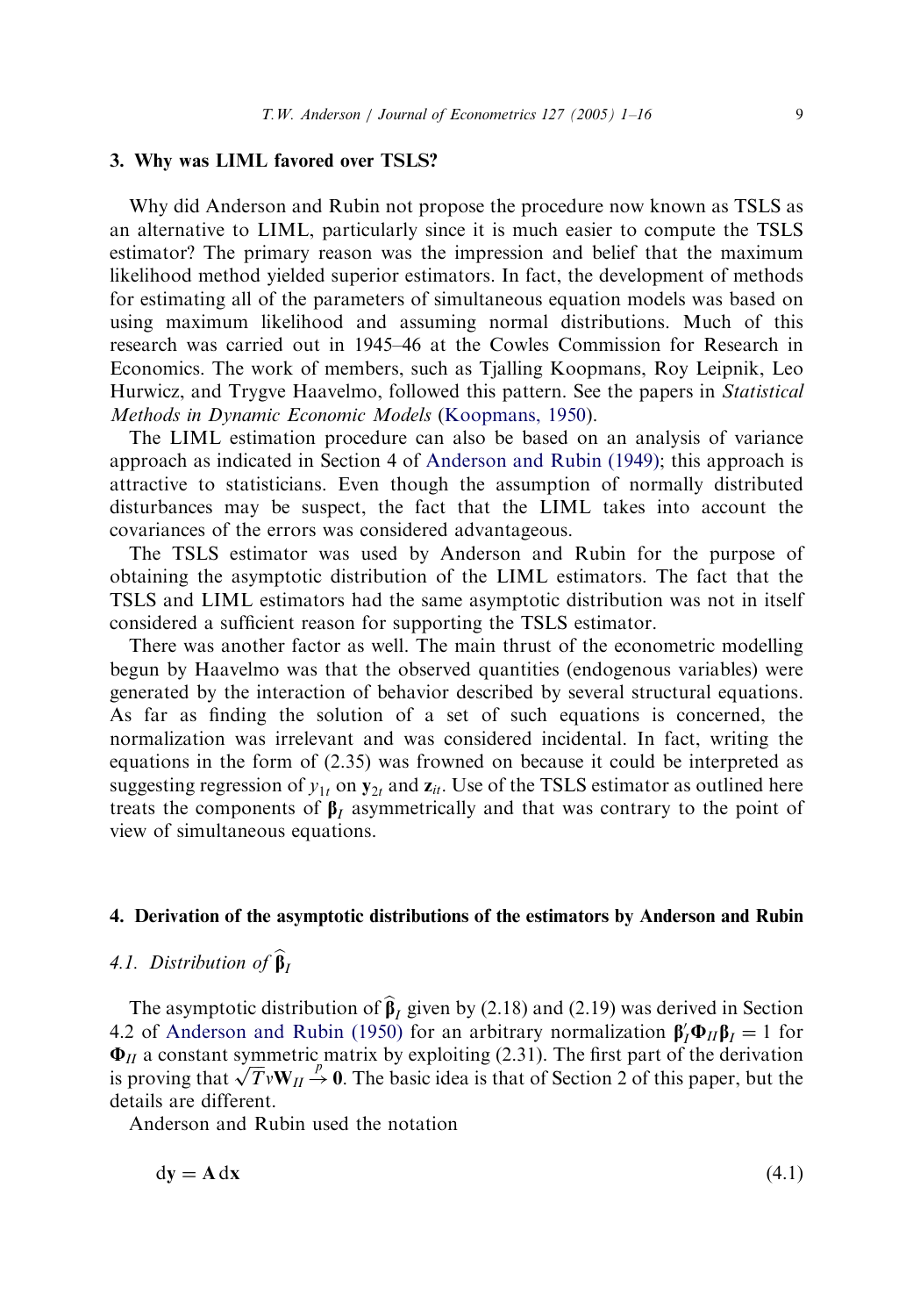## 3. Why was LIML favored over TSLS?

Why did Anderson and Rubin not propose the procedure now known as TSLS as an alternative to LIML, particularly since it is much easier to compute the TSLS estimator? The primary reason was the impression and belief that the maximum likelihood method yielded superior estimators. In fact, the development of methods for estimating all of the parameters of simultaneous equation models was based on using maximum likelihood and assuming normal distributions. Much of this research was carried out in 1945–46 at the Cowles Commission for Research in Economics. The work of members, such as Tjalling Koopmans, Roy Leipnik, Leo Hurwicz, and Trygve Haavelmo, followed this pattern. See the papers in *Statistical Methods in Dynamic Economic Models* (Koopmans, 1950).

The LIML estimation procedure can also be based on an analysis of variance approach as indicated in Section 4 of Anderson and Rubin (1949); this approach is attractive to statisticians. Even though the assumption of normally distributed disturbances may be suspect, the fact that the LIML takes into account the covariances of the errors was considered advantageous.

The TSLS estimator was used by Anderson and Rubin for the purpose of obtaining the asymptotic distribution of the LIML estimators. The fact that the TSLS and LIML estimators had the same asymptotic distribution was not in itself considered a sufficient reason for supporting the TSLS estimator.

There was another factor as well. The main thrust of the econometric modelling begun by Haavelmo was that the observed quantities (endogenous variables) were generated by the interaction of behavior described by several structural equations. As far as finding the solution of a set of such equations is concerned, the normalization was irrelevant and was considered incidental. In fact, writing the equations in the form of (2.35) was frowned on because it could be interpreted as suggesting regression of $y_{1t}$ on $\mathbf{y}_{2t}$ and $\mathbf{z}_{it}$. Use of the TSLS estimator as outlined here treats the components of $\boldsymbol{\beta}_I$ asymmetrically and that was contrary to the point of view of simultaneous equations.

## 4. Derivation of the asymptotic distributions of the estimators by Anderson and Rubin

### 4.1. Distribution of $\widehat{\boldsymbol{\beta}}_I$

The asymptotic distribution of $\widehat{\boldsymbol{\beta}}_I$ given by (2.18) and (2.19) was derived in Section 4.2 of Anderson and Rubin (1950) for an arbitrary normalization $\boldsymbol{\beta}_I'\boldsymbol{\Phi}_{II}\boldsymbol{\beta}_I = 1$ for $\boldsymbol{\Phi}_{II}$ a constant symmetric matrix by exploiting (2.31). The first part of the derivation is proving that $\sqrt{T}v\mathbf{W}_{II} \xrightarrow{p} \mathbf{0}$. The basic idea is that of Section 2 of this paper, but the details are different.

Anderson and Rubin used the notation

$$\mathrm{d}\mathbf{y} = \mathbf{A}\,\mathrm{d}\mathbf{x} \tag{4.1}$$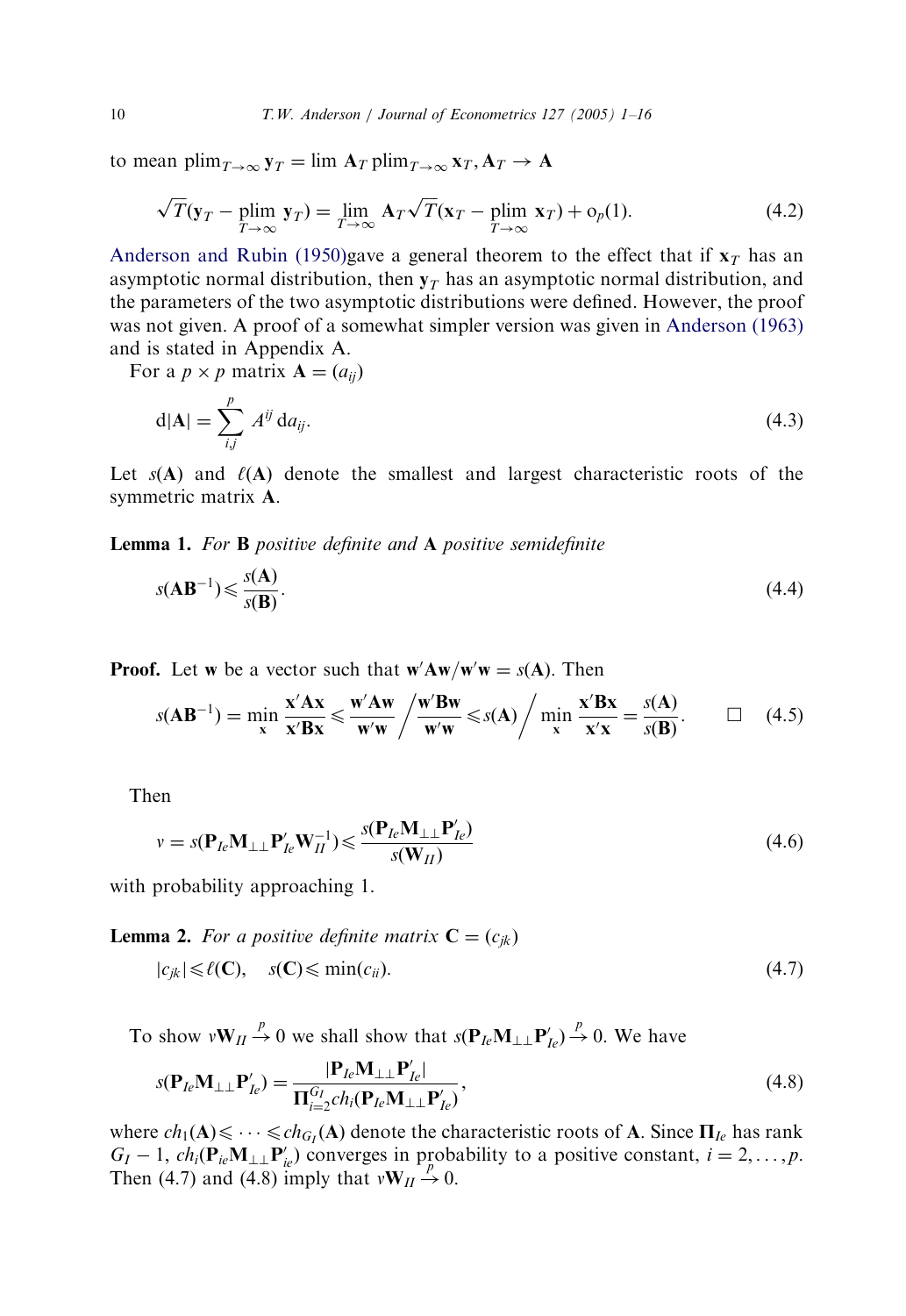to mean $\text{plim}_{T\to\infty} \mathbf{y}_T = \lim \mathbf{A}_T \, \text{plim}_{T\to\infty} \mathbf{x}_T, \mathbf{A}_T \to \mathbf{A}$

$$\sqrt{T}(\mathbf{y}_T - \underset{T\to\infty}{\text{plim}}\ \mathbf{y}_T) = \lim_{T\to\infty} \mathbf{A}_T \sqrt{T}(\mathbf{x}_T - \underset{T\to\infty}{\text{plim}}\ \mathbf{x}_T) + \text{o}_p(1). \tag{4.2}$$

Anderson and Rubin (1950)gave a general theorem to the effect that if $\mathbf{x}_T$ has an asymptotic normal distribution, then $\mathbf{y}_T$ has an asymptotic normal distribution, and the parameters of the two asymptotic distributions were defined. However, the proof was not given. A proof of a somewhat simpler version was given in Anderson (1963) and is stated in Appendix A.

For a $p \times p$ matrix $\mathbf{A} = (a_{ij})$

$$\text{d}|\mathbf{A}| = \sum_{i,j}^{p} A^{ij}\, \text{d}a_{ij}. \tag{4.3}$$

Let $s(\mathbf{A})$ and $\ell(\mathbf{A})$ denote the smallest and largest characteristic roots of the symmetric matrix $\mathbf{A}$.

**Lemma 1.** *For* $\mathbf{B}$ *positive definite and* $\mathbf{A}$ *positive semidefinite*

$$s(\mathbf{A}\mathbf{B}^{-1}) \leqslant \frac{s(\mathbf{A})}{s(\mathbf{B})}. \tag{4.4}$$

**Proof.** Let $\mathbf{w}$ be a vector such that $\mathbf{w}'\mathbf{A}\mathbf{w}/\mathbf{w}'\mathbf{w} = s(\mathbf{A})$. Then

$$s(\mathbf{A}\mathbf{B}^{-1}) = \min_{\mathbf{x}} \frac{\mathbf{x}'\mathbf{A}\mathbf{x}}{\mathbf{x}'\mathbf{B}\mathbf{x}} \leqslant \frac{\mathbf{w}'\mathbf{A}\mathbf{w}}{\mathbf{w}'\mathbf{w}} \Bigg/ \frac{\mathbf{w}'\mathbf{B}\mathbf{w}}{\mathbf{w}'\mathbf{w}} \leqslant s(\mathbf{A}) \Bigg/ \min_{\mathbf{x}} \frac{\mathbf{x}'\mathbf{B}\mathbf{x}}{\mathbf{x}'\mathbf{x}} = \frac{s(\mathbf{A})}{s(\mathbf{B})}. \qquad \square \tag{4.5}$$

Then

$$v = s(\mathbf{P}_{Ie}\mathbf{M}_{\perp\perp}\mathbf{P}'_{Ie}\mathbf{W}_{II}^{-1}) \leqslant \frac{s(\mathbf{P}_{Ie}\mathbf{M}_{\perp\perp}\mathbf{P}'_{Ie})}{s(\mathbf{W}_{II})} \tag{4.6}$$

with probability approaching 1.

**Lemma 2.** *For a positive definite matrix* $\mathbf{C} = (c_{jk})$

$$|c_{jk}| \leqslant \ell(\mathbf{C}), \quad s(\mathbf{C}) \leqslant \min(c_{ii}). \tag{4.7}$$

To show $v\mathbf{W}_{II} \xrightarrow{p} 0$ we shall show that $s(\mathbf{P}_{Ie}\mathbf{M}_{\perp\perp}\mathbf{P}'_{Ie}) \xrightarrow{p} 0$. We have

$$s(\mathbf{P}_{Ie}\mathbf{M}_{\perp\perp}\mathbf{P}'_{Ie}) = \frac{|\mathbf{P}_{Ie}\mathbf{M}_{\perp\perp}\mathbf{P}'_{Ie}|}{\Pi_{i=2}^{G_I} ch_i(\mathbf{P}_{Ie}\mathbf{M}_{\perp\perp}\mathbf{P}'_{Ie})}, \tag{4.8}$$

where $ch_1(\mathbf{A}) \leqslant \cdots \leqslant ch_{G_I}(\mathbf{A})$ denote the characteristic roots of $\mathbf{A}$. Since $\mathbf{\Pi}_{Ie}$ has rank $G_I - 1$, $ch_i(\mathbf{P}_{ie}\mathbf{M}_{\perp\perp}\mathbf{P}'_{ie})$ converges in probability to a positive constant, $i = 2, \ldots, p$. Then (4.7) and (4.8) imply that $v\mathbf{W}_{II} \xrightarrow{p} 0$.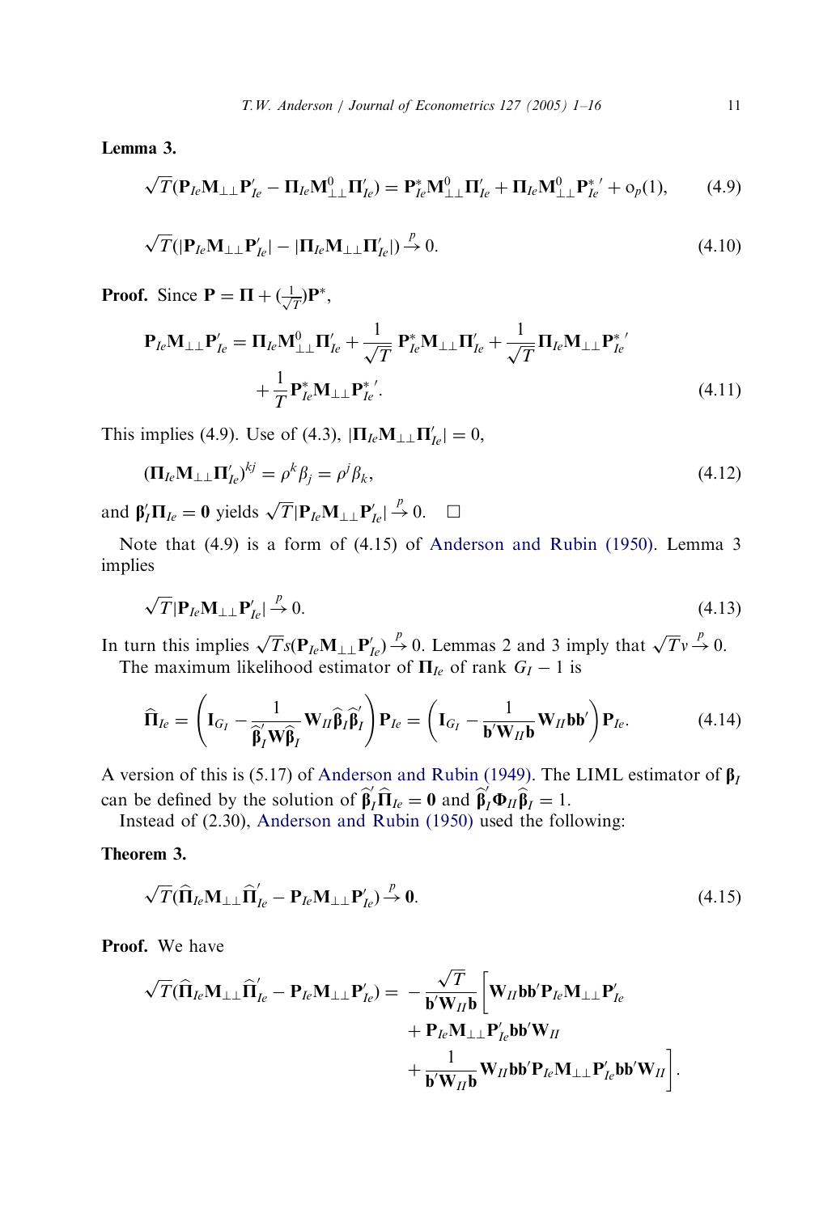**Lemma 3.**

$$\sqrt{T}(\mathbf{P}_{Ie}\mathbf{M}_{\perp\perp}\mathbf{P}_{Ie}' - \mathbf{\Pi}_{Ie}\mathbf{M}_{\perp\perp}^{0}\mathbf{\Pi}_{Ie}') = \mathbf{P}_{Ie}^{*}\mathbf{M}_{\perp\perp}^{0}\mathbf{\Pi}_{Ie}' + \mathbf{\Pi}_{Ie}\mathbf{M}_{\perp\perp}^{0}\mathbf{P}_{Ie}^{*\prime} + o_p(1), \tag{4.9}$$

$$\sqrt{T}(|\mathbf{P}_{Ie}\mathbf{M}_{\perp\perp}\mathbf{P}_{Ie}'| - |\mathbf{\Pi}_{Ie}\mathbf{M}_{\perp\perp}\mathbf{\Pi}_{Ie}'|) \xrightarrow{p} 0. \tag{4.10}$$

**Proof.** Since $\mathbf{P} = \mathbf{\Pi} + (\frac{1}{\sqrt{T}})\mathbf{P}^{*}$,

$$\mathbf{P}_{Ie}\mathbf{M}_{\perp\perp}\mathbf{P}_{Ie}' = \mathbf{\Pi}_{Ie}\mathbf{M}_{\perp\perp}^{0}\mathbf{\Pi}_{Ie}' + \frac{1}{\sqrt{T}}\,\mathbf{P}_{Ie}^{*}\mathbf{M}_{\perp\perp}\mathbf{\Pi}_{Ie}' + \frac{1}{\sqrt{T}}\mathbf{\Pi}_{Ie}\mathbf{M}_{\perp\perp}\mathbf{P}_{Ie}^{*\prime} + \frac{1}{T}\mathbf{P}_{Ie}^{*}\mathbf{M}_{\perp\perp}\mathbf{P}_{Ie}^{*\prime}. \tag{4.11}$$

This implies (4.9). Use of (4.3), $|\mathbf{\Pi}_{Ie}\mathbf{M}_{\perp\perp}\mathbf{\Pi}_{Ie}'| = 0$,

$$(\mathbf{\Pi}_{Ie}\mathbf{M}_{\perp\perp}\mathbf{\Pi}_{Ie}')^{kj} = \rho^{k}\beta_{j} = \rho^{j}\beta_{k}, \tag{4.12}$$

and $\boldsymbol{\beta}_I'\mathbf{\Pi}_{Ie} = \mathbf{0}$ yields $\sqrt{T}|\mathbf{P}_{Ie}\mathbf{M}_{\perp\perp}\mathbf{P}_{Ie}'| \xrightarrow{p} 0$. $\square$

Note that (4.9) is a form of (4.15) of Anderson and Rubin (1950). Lemma 3 implies

$$\sqrt{T}|\mathbf{P}_{Ie}\mathbf{M}_{\perp\perp}\mathbf{P}_{Ie}'| \xrightarrow{p} 0. \tag{4.13}$$

In turn this implies $\sqrt{T}s(\mathbf{P}_{Ie}\mathbf{M}_{\perp\perp}\mathbf{P}_{Ie}') \xrightarrow{p} 0$. Lemmas 2 and 3 imply that $\sqrt{T}v \xrightarrow{p} 0$.

The maximum likelihood estimator of $\mathbf{\Pi}_{Ie}$ of rank $G_I - 1$ is

$$\widehat{\mathbf{\Pi}}_{Ie} = \left(\mathbf{I}_{G_I} - \frac{1}{\widehat{\boldsymbol{\beta}}_I'\mathbf{W}\widehat{\boldsymbol{\beta}}_I}\mathbf{W}_{II}\widehat{\boldsymbol{\beta}}_I\widehat{\boldsymbol{\beta}}_I'\right)\mathbf{P}_{Ie} = \left(\mathbf{I}_{G_I} - \frac{1}{\mathbf{b}'\mathbf{W}_{II}\mathbf{b}}\mathbf{W}_{II}\mathbf{b}\mathbf{b}'\right)\mathbf{P}_{Ie}. \tag{4.14}$$

A version of this is (5.17) of Anderson and Rubin (1949). The LIML estimator of $\boldsymbol{\beta}_I$ can be defined by the solution of $\widehat{\boldsymbol{\beta}}_I'\widehat{\mathbf{\Pi}}_{Ie} = \mathbf{0}$ and $\widehat{\boldsymbol{\beta}}_I'\mathbf{\Phi}_{II}\widehat{\boldsymbol{\beta}}_I = 1$.

Instead of (2.30), Anderson and Rubin (1950) used the following:

**Theorem 3.**

$$\sqrt{T}(\widehat{\mathbf{\Pi}}_{Ie}\mathbf{M}_{\perp\perp}\widehat{\mathbf{\Pi}}_{Ie}' - \mathbf{P}_{Ie}\mathbf{M}_{\perp\perp}\mathbf{P}_{Ie}') \xrightarrow{p} \mathbf{0}. \tag{4.15}$$

**Proof.** We have

$$\begin{aligned}
\sqrt{T}(\widehat{\mathbf{\Pi}}_{Ie}\mathbf{M}_{\perp\perp}\widehat{\mathbf{\Pi}}_{Ie}' - \mathbf{P}_{Ie}\mathbf{M}_{\perp\perp}\mathbf{P}_{Ie}') = -\frac{\sqrt{T}}{\mathbf{b}'\mathbf{W}_{II}\mathbf{b}}\Big[&\mathbf{W}_{II}\mathbf{b}\mathbf{b}'\mathbf{P}_{Ie}\mathbf{M}_{\perp\perp}\mathbf{P}_{Ie}' \\
&+ \mathbf{P}_{Ie}\mathbf{M}_{\perp\perp}\mathbf{P}_{Ie}'\mathbf{b}\mathbf{b}'\mathbf{W}_{II} \\
&+ \frac{1}{\mathbf{b}'\mathbf{W}_{II}\mathbf{b}}\mathbf{W}_{II}\mathbf{b}\mathbf{b}'\mathbf{P}_{Ie}\mathbf{M}_{\perp\perp}\mathbf{P}_{Ie}'\mathbf{b}\mathbf{b}'\mathbf{W}_{II}\Big].
\end{aligned}$$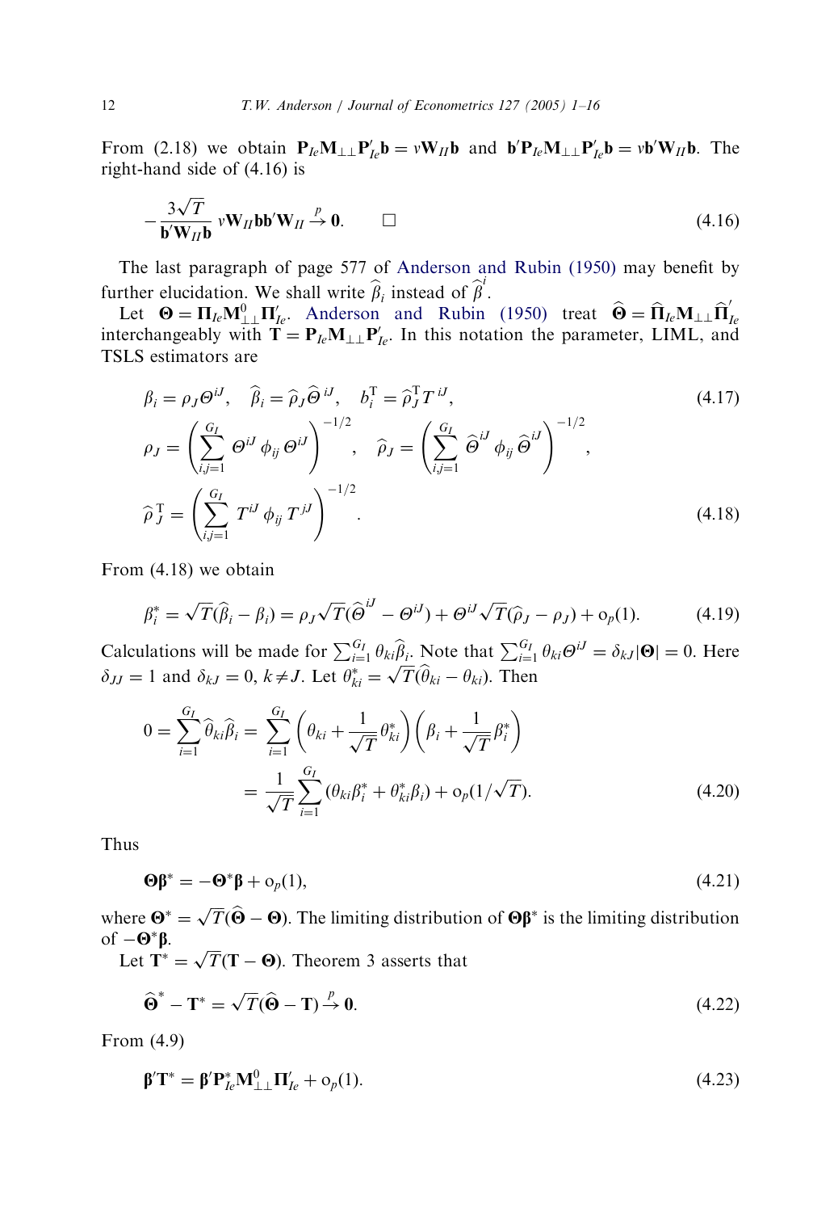From (2.18) we obtain $\mathbf{P}_{Ie}\mathbf{M}_{\perp\perp}\mathbf{P}_{Ie}'\mathbf{b} = v\mathbf{W}_{II}\mathbf{b}$ and $\mathbf{b}'\mathbf{P}_{Ie}\mathbf{M}_{\perp\perp}\mathbf{P}_{Ie}'\mathbf{b} = v\mathbf{b}'\mathbf{W}_{II}\mathbf{b}$. The right-hand side of (4.16) is

$$-\frac{3\sqrt{T}}{\mathbf{b}'\mathbf{W}_{II}\mathbf{b}}\, v\mathbf{W}_{II}\mathbf{b}\mathbf{b}'\mathbf{W}_{II} \xrightarrow{p} \mathbf{0}. \qquad \square \tag{4.16}$$

The last paragraph of page 577 of Anderson and Rubin (1950) may benefit by further elucidation. We shall write $\widehat{\beta}_i$ instead of $\widehat{\beta}^i$.

Let $\mathbf{\Theta} = \mathbf{\Pi}_{Ie}\mathbf{M}_{\perp\perp}^0\mathbf{\Pi}_{Ie}'$. Anderson and Rubin (1950) treat $\widehat{\mathbf{\Theta}} = \widehat{\mathbf{\Pi}}_{Ie}\mathbf{M}_{\perp\perp}\widehat{\mathbf{\Pi}}_{Ie}'$ interchangeably with $\mathbf{T} = \mathbf{P}_{Ie}\mathbf{M}_{\perp\perp}\mathbf{P}_{Ie}'$. In this notation the parameter, LIML, and TSLS estimators are

$$\beta_i = \rho_J\Theta^{iJ}, \quad \widehat{\beta}_i = \widehat{\rho}_J\widehat{\Theta}^{iJ}, \quad b_i^{\mathrm{T}} = \widehat{\rho}_J^{\mathrm{T}}T^{iJ}, \tag{4.17}$$

$$\rho_J = \left(\sum_{i,j=1}^{G_I}\Theta^{iJ}\phi_{ij}\Theta^{iJ}\right)^{-1/2}, \quad \widehat{\rho}_J = \left(\sum_{i,j=1}^{G_I}\widehat{\Theta}^{iJ}\phi_{ij}\widehat{\Theta}^{iJ}\right)^{-1/2},$$

$$\widehat{\rho}_J^{\mathrm{T}} = \left(\sum_{i,j=1}^{G_I}T^{iJ}\phi_{ij}T^{jJ}\right)^{-1/2}. \tag{4.18}$$

From (4.18) we obtain

$$\beta_i^* = \sqrt{T}(\widehat{\beta}_i - \beta_i) = \rho_J\sqrt{T}(\widehat{\Theta}^{iJ} - \Theta^{iJ}) + \Theta^{iJ}\sqrt{T}(\widehat{\rho}_J - \rho_J) + \mathrm{o}_p(1). \tag{4.19}$$

Calculations will be made for $\sum_{i=1}^{G_I}\theta_{ki}\widehat{\beta}_i$. Note that $\sum_{i=1}^{G_I}\theta_{ki}\Theta^{iJ} = \delta_{kJ}|\mathbf{\Theta}| = 0$. Here $\delta_{JJ} = 1$ and $\delta_{kJ} = 0$, $k \neq J$. Let $\theta_{ki}^* = \sqrt{T}(\widehat{\theta}_{ki} - \theta_{ki})$. Then

$$\begin{aligned} 0 = \sum_{i=1}^{G_I}\widehat{\theta}_{ki}\widehat{\beta}_i &= \sum_{i=1}^{G_I}\left(\theta_{ki} + \frac{1}{\sqrt{T}}\theta_{ki}^*\right)\left(\beta_i + \frac{1}{\sqrt{T}}\beta_i^*\right) \\ &= \frac{1}{\sqrt{T}}\sum_{i=1}^{G_I}(\theta_{ki}\beta_i^* + \theta_{ki}^*\beta_i) + \mathrm{o}_p(1/\sqrt{T}). \end{aligned} \tag{4.20}$$

Thus

$$\mathbf{\Theta}\boldsymbol{\beta}^* = -\mathbf{\Theta}^*\boldsymbol{\beta} + \mathrm{o}_p(1), \tag{4.21}$$

where $\mathbf{\Theta}^* = \sqrt{T}(\widehat{\mathbf{\Theta}} - \mathbf{\Theta})$. The limiting distribution of $\mathbf{\Theta}\boldsymbol{\beta}^*$ is the limiting distribution of $-\mathbf{\Theta}^*\boldsymbol{\beta}$.

Let $\mathbf{T}^* = \sqrt{T}(\mathbf{T} - \mathbf{\Theta})$. Theorem 3 asserts that

$$\widehat{\mathbf{\Theta}}^* - \mathbf{T}^* = \sqrt{T}(\widehat{\mathbf{\Theta}} - \mathbf{T}) \xrightarrow{p} \mathbf{0}. \tag{4.22}$$

From (4.9)

$$\boldsymbol{\beta}'\mathbf{T}^* = \boldsymbol{\beta}'\mathbf{P}_{Ie}^*\mathbf{M}_{\perp\perp}^0\mathbf{\Pi}_{Ie}' + \mathrm{o}_p(1). \tag{4.23}$$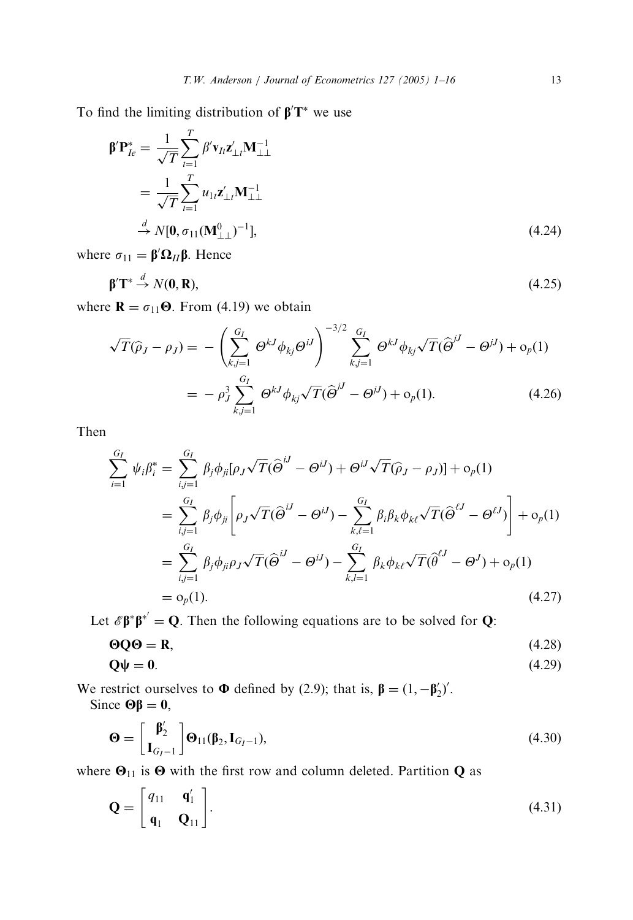To find the limiting distribution of $\boldsymbol{\beta}'\mathbf{T}^*$ we use

$$
\begin{aligned}
\boldsymbol{\beta}'\mathbf{P}_{Ie}^* &= \frac{1}{\sqrt{T}}\sum_{t=1}^{T} \beta'\mathbf{v}_{It}\mathbf{z}_{\perp t}'\mathbf{M}_{\perp\perp}^{-1} \\
&= \frac{1}{\sqrt{T}}\sum_{t=1}^{T} u_{1t}\mathbf{z}_{\perp t}'\mathbf{M}_{\perp\perp}^{-1} \\
&\xrightarrow{d} N[\mathbf{0}, \sigma_{11}(\mathbf{M}_{\perp\perp}^{0})^{-1}],
\end{aligned}
\tag{4.24}
$$

where $\sigma_{11} = \boldsymbol{\beta}'\boldsymbol{\Omega}_{II}\boldsymbol{\beta}$. Hence

$$
\boldsymbol{\beta}'\mathbf{T}^* \xrightarrow{d} N(\mathbf{0}, \mathbf{R}),
\tag{4.25}
$$

where $\mathbf{R} = \sigma_{11}\boldsymbol{\Theta}$. From (4.19) we obtain

$$
\begin{aligned}
\sqrt{T}(\widehat{\rho}_J - \rho_J) &= -\left(\sum_{k,j=1}^{G_I} \Theta^{kJ}\phi_{kj}\Theta^{iJ}\right)^{-3/2} \sum_{k,j=1}^{G_I} \Theta^{kJ}\phi_{kj}\sqrt{T}(\widehat{\Theta}^{jJ} - \Theta^{jJ}) + \mathrm{o}_p(1) \\
&= -\rho_J^3 \sum_{k,j=1}^{G_I} \Theta^{kJ}\phi_{kj}\sqrt{T}(\widehat{\Theta}^{jJ} - \Theta^{jJ}) + \mathrm{o}_p(1).
\end{aligned}
\tag{4.26}
$$

Then

$$
\begin{aligned}
\sum_{i=1}^{G_I} \psi_i\beta_i^* &= \sum_{i,j=1}^{G_I} \beta_j\phi_{ji}[\rho_J\sqrt{T}(\widehat{\Theta}^{iJ} - \Theta^{iJ}) + \Theta^{iJ}\sqrt{T}(\widehat{\rho}_J - \rho_J)] + \mathrm{o}_p(1) \\
&= \sum_{i,j=1}^{G_I} \beta_j\phi_{ji}\left[\rho_J\sqrt{T}(\widehat{\Theta}^{iJ} - \Theta^{iJ}) - \sum_{k,\ell=1}^{G_I} \beta_i\beta_k\phi_{k\ell}\sqrt{T}(\widehat{\Theta}^{\ell J} - \Theta^{\ell J})\right] + \mathrm{o}_p(1) \\
&= \sum_{i,j=1}^{G_I} \beta_j\phi_{ji}\rho_J\sqrt{T}(\widehat{\Theta}^{iJ} - \Theta^{iJ}) - \sum_{k,l=1}^{G_I} \beta_k\phi_{k\ell}\sqrt{T}(\widehat{\theta}^{\ell J} - \Theta^{J}) + \mathrm{o}_p(1) \\
&= \mathrm{o}_p(1).
\end{aligned}
\tag{4.27}
$$

Let $\mathscr{E}\boldsymbol{\beta}^*\boldsymbol{\beta}^{*'} = \mathbf{Q}$. Then the following equations are to be solved for $\mathbf{Q}$:

$$
\boldsymbol{\Theta}\mathbf{Q}\boldsymbol{\Theta} = \mathbf{R},
\tag{4.28}
$$

$$
\mathbf{Q}\boldsymbol{\psi} = \mathbf{0}.
\tag{4.29}
$$

We restrict ourselves to $\boldsymbol{\Phi}$ defined by (2.9); that is, $\boldsymbol{\beta} = (1, -\boldsymbol{\beta}_2')'$.

Since $\boldsymbol{\Theta}\boldsymbol{\beta} = \mathbf{0}$,

$$
\boldsymbol{\Theta} = \begin{bmatrix} \boldsymbol{\beta}_2' \\ \mathbf{I}_{G_I-1} \end{bmatrix} \boldsymbol{\Theta}_{11}(\boldsymbol{\beta}_2, \mathbf{I}_{G_I-1}),
\tag{4.30}
$$

where $\boldsymbol{\Theta}_{11}$ is $\boldsymbol{\Theta}$ with the first row and column deleted. Partition $\mathbf{Q}$ as

$$
\mathbf{Q} = \begin{bmatrix} q_{11} & \mathbf{q}_1' \\ \mathbf{q}_1 & \mathbf{Q}_{11} \end{bmatrix}.
\tag{4.31}
$$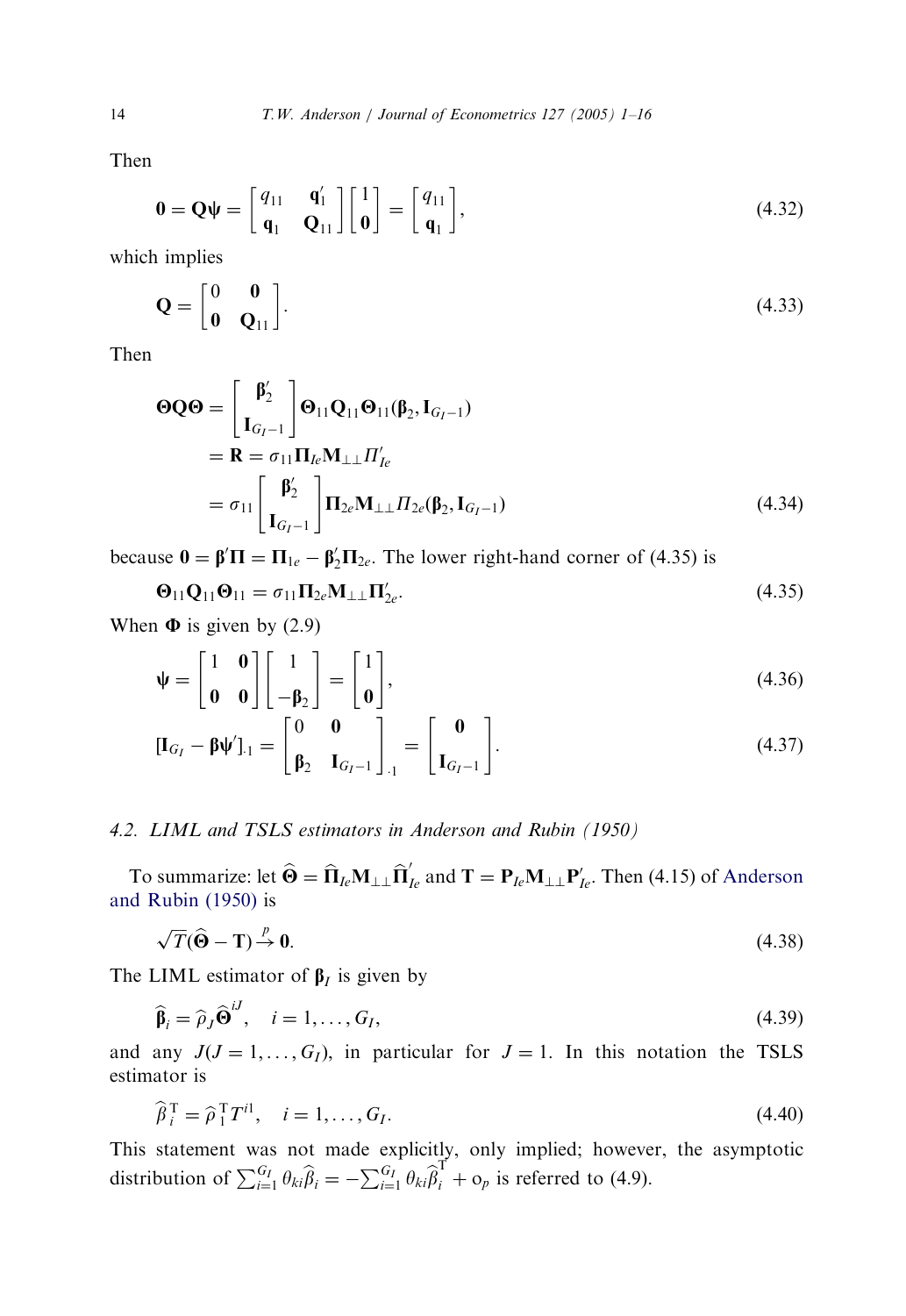Then

$$\mathbf{0} = \mathbf{Q}\boldsymbol{\psi} = \begin{bmatrix} q_{11} & \mathbf{q}_1' \\ \mathbf{q}_1 & \mathbf{Q}_{11} \end{bmatrix} \begin{bmatrix} 1 \\ \mathbf{0} \end{bmatrix} = \begin{bmatrix} q_{11} \\ \mathbf{q}_1 \end{bmatrix}, \tag{4.32}$$

which implies

$$\mathbf{Q} = \begin{bmatrix} 0 & \mathbf{0} \\ \mathbf{0} & \mathbf{Q}_{11} \end{bmatrix}. \tag{4.33}$$

Then

$$\begin{aligned}
\boldsymbol{\Theta}\mathbf{Q}\boldsymbol{\Theta} &= \begin{bmatrix} \boldsymbol{\beta}_2' \\ \mathbf{I}_{G_I-1} \end{bmatrix} \boldsymbol{\Theta}_{11}\mathbf{Q}_{11}\boldsymbol{\Theta}_{11}(\boldsymbol{\beta}_2, \mathbf{I}_{G_I-1}) \\
&= \mathbf{R} = \sigma_{11}\boldsymbol{\Pi}_{Ie}\mathbf{M}_{\perp\perp}\Pi_{Ie}' \\
&= \sigma_{11}\begin{bmatrix} \boldsymbol{\beta}_2' \\ \mathbf{I}_{G_I-1} \end{bmatrix} \boldsymbol{\Pi}_{2e}\mathbf{M}_{\perp\perp}\Pi_{2e}(\boldsymbol{\beta}_2, \mathbf{I}_{G_I-1})
\end{aligned} \tag{4.34}$$

because $\mathbf{0} = \boldsymbol{\beta}'\boldsymbol{\Pi} = \boldsymbol{\Pi}_{1e} - \boldsymbol{\beta}_2'\boldsymbol{\Pi}_{2e}$. The lower right-hand corner of (4.35) is

$$\boldsymbol{\Theta}_{11}\mathbf{Q}_{11}\boldsymbol{\Theta}_{11} = \sigma_{11}\boldsymbol{\Pi}_{2e}\mathbf{M}_{\perp\perp}\boldsymbol{\Pi}_{2e}'. \tag{4.35}$$

When $\boldsymbol{\Phi}$ is given by (2.9)

$$\boldsymbol{\psi} = \begin{bmatrix} 1 & \mathbf{0} \\ \mathbf{0} & \mathbf{0} \end{bmatrix} \begin{bmatrix} 1 \\ -\boldsymbol{\beta}_2 \end{bmatrix} = \begin{bmatrix} 1 \\ \mathbf{0} \end{bmatrix}, \tag{4.36}$$

$$[\mathbf{I}_{G_I} - \boldsymbol{\beta}\boldsymbol{\psi}']_{\cdot 1} = \begin{bmatrix} 0 & \mathbf{0} \\ \boldsymbol{\beta}_2 & \mathbf{I}_{G_I-1} \end{bmatrix}_{\cdot 1} = \begin{bmatrix} \mathbf{0} \\ \mathbf{I}_{G_I-1} \end{bmatrix}. \tag{4.37}$$

### 4.2. LIML and TSLS estimators in Anderson and Rubin (1950)

To summarize: let $\widehat{\boldsymbol{\Theta}} = \widehat{\boldsymbol{\Pi}}_{Ie}\mathbf{M}_{\perp\perp}\widehat{\boldsymbol{\Pi}}_{Ie}'$ and $\mathbf{T} = \mathbf{P}_{Ie}\mathbf{M}_{\perp\perp}\mathbf{P}_{Ie}'$. Then (4.15) of Anderson and Rubin (1950) is

$$\sqrt{T}(\widehat{\boldsymbol{\Theta}} - \mathbf{T}) \xrightarrow{p} \mathbf{0}. \tag{4.38}$$

The LIML estimator of $\boldsymbol{\beta}_I$ is given by

$$\widehat{\boldsymbol{\beta}}_i = \widehat{\rho}_J \widehat{\boldsymbol{\Theta}}^{iJ}, \quad i = 1, \ldots, G_I, \tag{4.39}$$

and any $J(J = 1, \ldots, G_I)$, in particular for $J = 1$. In this notation the TSLS estimator is

$$\widehat{\beta}_i^{\mathrm{T}} = \widehat{\rho}_1^{\mathrm{T}} T^{i1}, \quad i = 1, \ldots, G_I. \tag{4.40}$$

This statement was not made explicitly, only implied; however, the asymptotic distribution of $\sum_{i=1}^{G_I} \theta_{ki}\widehat{\beta}_i = -\sum_{i=1}^{G_I} \theta_{ki}\widehat{\beta}_i^{\mathrm{T}} + o_p$ is referred to (4.9).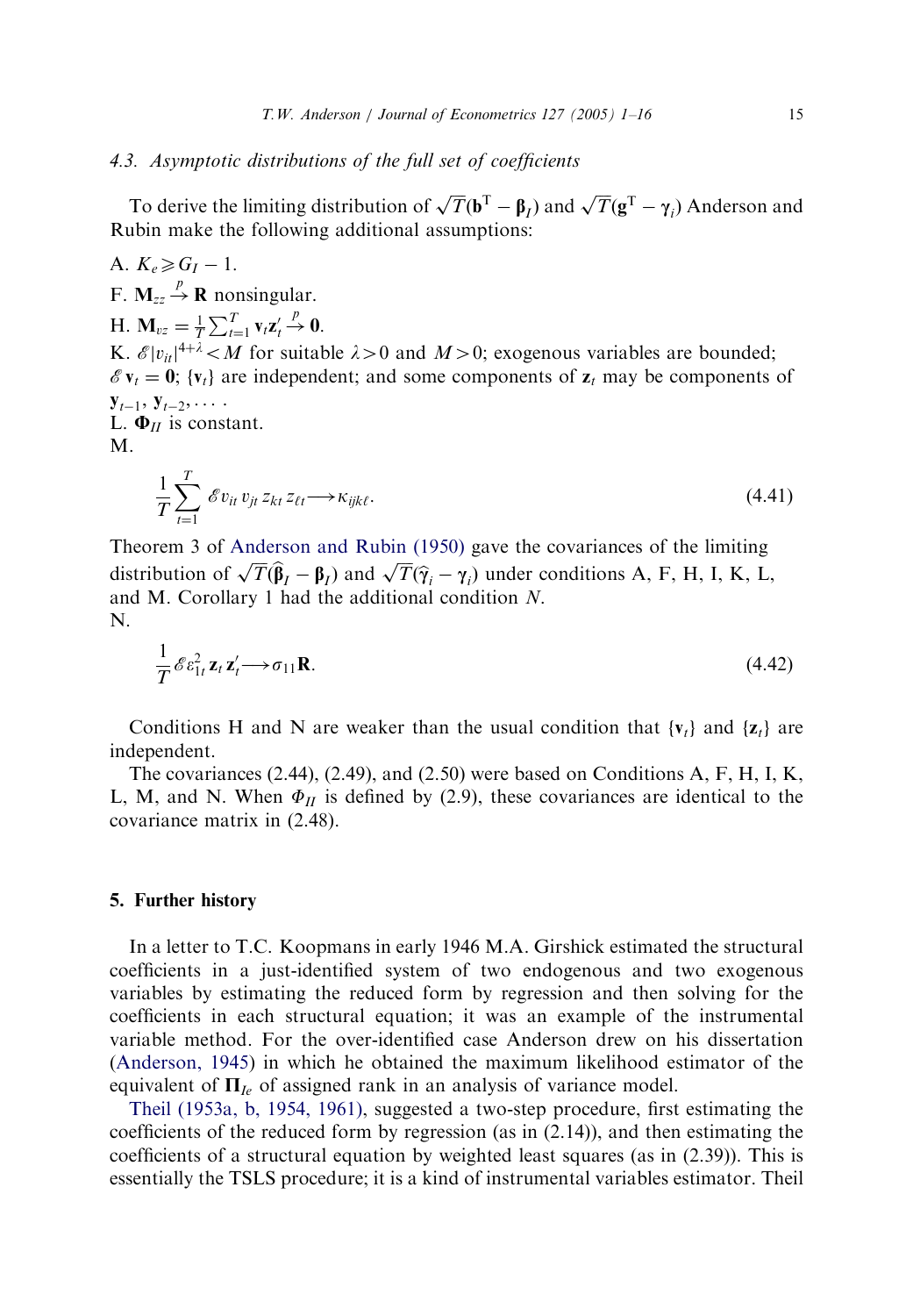### 4.3. Asymptotic distributions of the full set of coefficients

To derive the limiting distribution of $\sqrt{T}(\mathbf{b}^{\mathrm{T}} - \boldsymbol{\beta}_I)$ and $\sqrt{T}(\mathbf{g}^{\mathrm{T}} - \boldsymbol{\gamma}_i)$ Anderson and Rubin make the following additional assumptions:

A. $K_e \geqslant G_I - 1$.
F. $\mathbf{M}_{zz} \xrightarrow{p} \mathbf{R}$ nonsingular.
H. $\mathbf{M}_{vz} = \frac{1}{T}\sum_{t=1}^{T} \mathbf{v}_t \mathbf{z}_t' \xrightarrow{p} \mathbf{0}$.
K. $\mathscr{E}|v_{it}|^{4+\lambda} < M$ for suitable $\lambda > 0$ and $M > 0$; exogenous variables are bounded; $\mathscr{E}\mathbf{v}_t = \mathbf{0}$; $\{\mathbf{v}_t\}$ are independent; and some components of $\mathbf{z}_t$ may be components of $\mathbf{y}_{t-1}, \mathbf{y}_{t-2}, \ldots$ .
L. $\boldsymbol{\Phi}_{II}$ is constant.
M.

$$\frac{1}{T}\sum_{t=1}^{T} \mathscr{E} v_{it} v_{jt} z_{kt} z_{\ell t} \longrightarrow \kappa_{ijk\ell}. \tag{4.41}$$

Theorem 3 of Anderson and Rubin (1950) gave the covariances of the limiting distribution of $\sqrt{T}(\widehat{\boldsymbol{\beta}}_I - \boldsymbol{\beta}_I)$ and $\sqrt{T}(\widehat{\boldsymbol{\gamma}}_i - \boldsymbol{\gamma}_i)$ under conditions A, F, H, I, K, L, and M. Corollary 1 had the additional condition *N*.
N.

$$\frac{1}{T}\mathscr{E}\varepsilon_{1t}^2 \mathbf{z}_t \mathbf{z}_t' \longrightarrow \sigma_{11}\mathbf{R}. \tag{4.42}$$

Conditions H and N are weaker than the usual condition that $\{\mathbf{v}_t\}$ and $\{\mathbf{z}_t\}$ are independent.

The covariances (2.44), (2.49), and (2.50) were based on Conditions A, F, H, I, K, L, M, and N. When $\Phi_{II}$ is defined by (2.9), these covariances are identical to the covariance matrix in (2.48).

## 5. Further history

In a letter to T.C. Koopmans in early 1946 M.A. Girshick estimated the structural coefficients in a just-identified system of two endogenous and two exogenous variables by estimating the reduced form by regression and then solving for the coefficients in each structural equation; it was an example of the instrumental variable method. For the over-identified case Anderson drew on his dissertation (Anderson, 1945) in which he obtained the maximum likelihood estimator of the equivalent of $\boldsymbol{\Pi}_{Ie}$ of assigned rank in an analysis of variance model.

Theil (1953a, b, 1954, 1961), suggested a two-step procedure, first estimating the coefficients of the reduced form by regression (as in (2.14)), and then estimating the coefficients of a structural equation by weighted least squares (as in (2.39)). This is essentially the TSLS procedure; it is a kind of instrumental variables estimator. Theil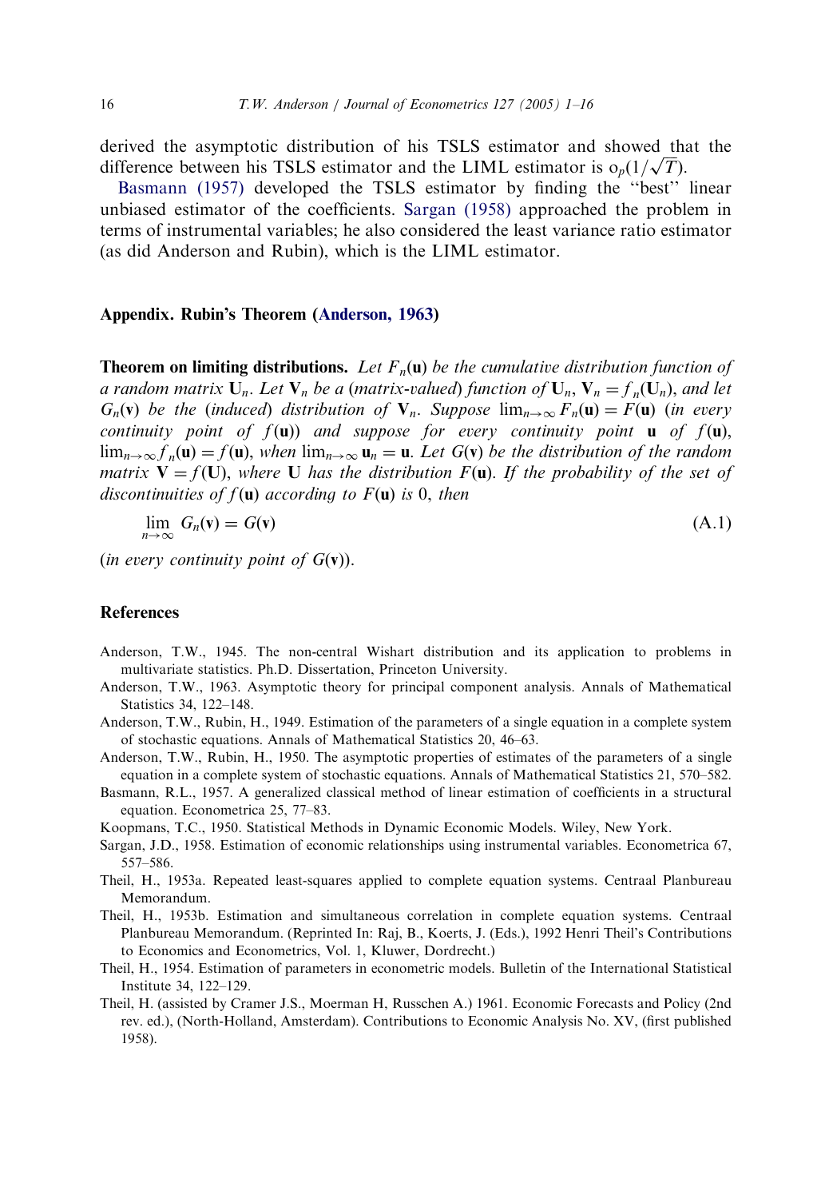derived the asymptotic distribution of his TSLS estimator and showed that the difference between his TSLS estimator and the LIML estimator is $o_p(1/\sqrt{T})$.

Basmann (1957) developed the TSLS estimator by finding the ''best'' linear unbiased estimator of the coefficients. Sargan (1958) approached the problem in terms of instrumental variables; he also considered the least variance ratio estimator (as did Anderson and Rubin), which is the LIML estimator.

## Appendix. Rubin's Theorem (Anderson, 1963)

**Theorem on limiting distributions.** *Let* $F_n(\mathbf{u})$ *be the cumulative distribution function of a random matrix* $\mathbf{U}_n$. *Let* $\mathbf{V}_n$ *be a (matrix-valued) function of* $\mathbf{U}_n$, $\mathbf{V}_n = f_n(\mathbf{U}_n)$, *and let* $G_n(\mathbf{v})$ *be the (induced) distribution of* $\mathbf{V}_n$. *Suppose* $\lim_{n\to\infty} F_n(\mathbf{u}) = F(\mathbf{u})$ *(in every continuity point of* $f(\mathbf{u})$*) and suppose for every continuity point* $\mathbf{u}$ *of* $f(\mathbf{u})$, $\lim_{n\to\infty} f_n(\mathbf{u}) = f(\mathbf{u})$, *when* $\lim_{n\to\infty} \mathbf{u}_n = \mathbf{u}$. *Let* $G(\mathbf{v})$ *be the distribution of the random matrix* $\mathbf{V} = f(\mathbf{U})$, *where* $\mathbf{U}$ *has the distribution* $F(\mathbf{u})$. *If the probability of the set of discontinuities of* $f(\mathbf{u})$ *according to* $F(\mathbf{u})$ *is* 0, *then*

$$\lim_{n\to\infty} G_n(\mathbf{v}) = G(\mathbf{v}) \tag{A.1}$$

*(in every continuity point of* $G(\mathbf{v})$*).*

## References

Anderson, T.W., 1945. The non-central Wishart distribution and its application to problems in multivariate statistics. Ph.D. Dissertation, Princeton University.

Anderson, T.W., 1963. Asymptotic theory for principal component analysis. Annals of Mathematical Statistics 34, 122–148.

Anderson, T.W., Rubin, H., 1949. Estimation of the parameters of a single equation in a complete system of stochastic equations. Annals of Mathematical Statistics 20, 46–63.

Anderson, T.W., Rubin, H., 1950. The asymptotic properties of estimates of the parameters of a single equation in a complete system of stochastic equations. Annals of Mathematical Statistics 21, 570–582.

Basmann, R.L., 1957. A generalized classical method of linear estimation of coefficients in a structural equation. Econometrica 25, 77–83.

Koopmans, T.C., 1950. Statistical Methods in Dynamic Economic Models. Wiley, New York.

Sargan, J.D., 1958. Estimation of economic relationships using instrumental variables. Econometrica 67, 557–586.

Theil, H., 1953a. Repeated least-squares applied to complete equation systems. Centraal Planbureau Memorandum.

Theil, H., 1953b. Estimation and simultaneous correlation in complete equation systems. Centraal Planbureau Memorandum. (Reprinted In: Raj, B., Koerts, J. (Eds.), 1992 Henri Theil's Contributions to Economics and Econometrics, Vol. 1, Kluwer, Dordrecht.)

Theil, H., 1954. Estimation of parameters in econometric models. Bulletin of the International Statistical Institute 34, 122–129.

Theil, H. (assisted by Cramer J.S., Moerman H, Russchen A.) 1961. Economic Forecasts and Policy (2nd rev. ed.), (North-Holland, Amsterdam). Contributions to Economic Analysis No. XV, (first published 1958).